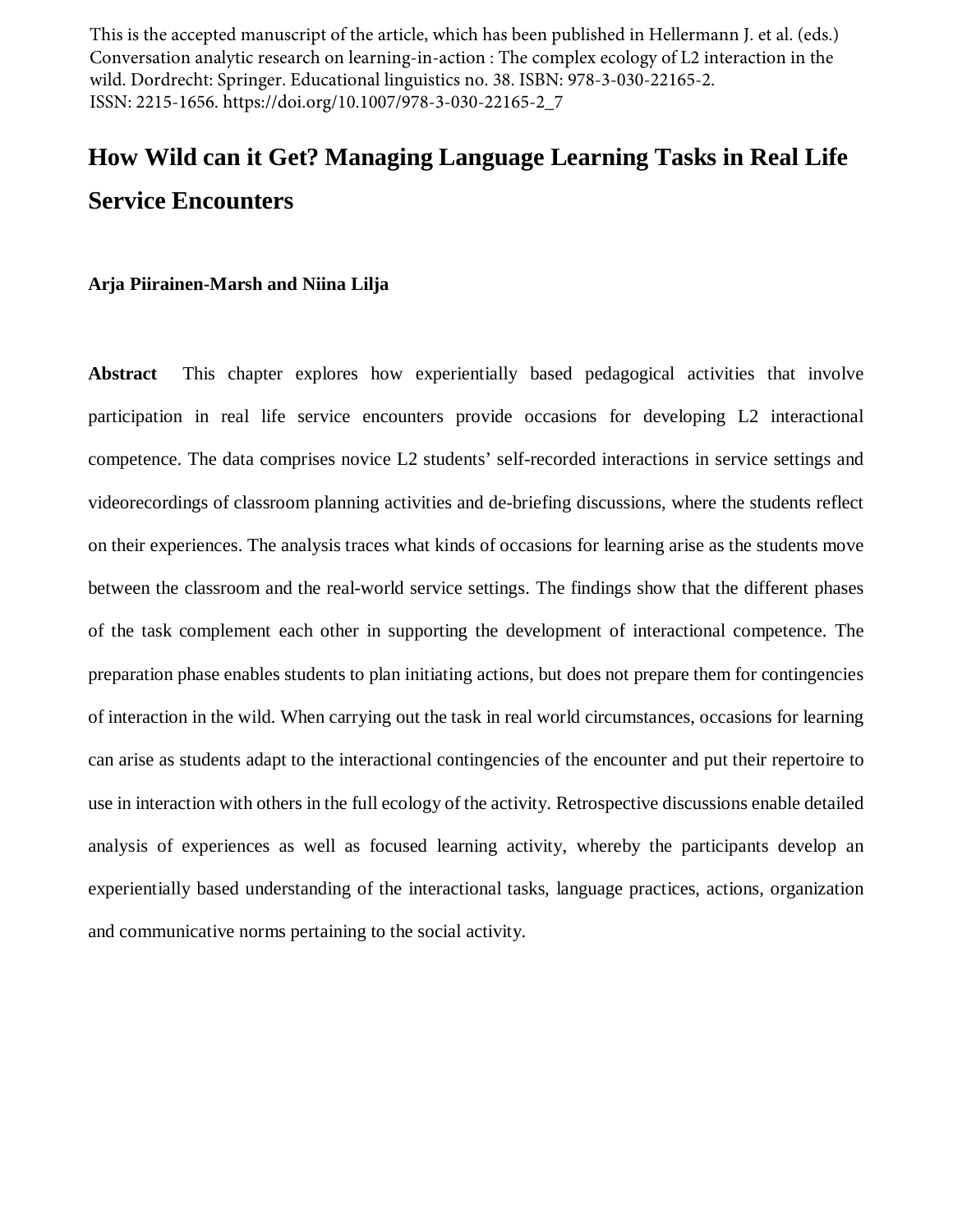This is the accepted manuscript of the article, which has been published in Hellermann J. et al. (eds.) Conversation analytic research on learning-in-action : The complex ecology of L2 interaction in the wild. Dordrecht: Springer. Educational linguistics no. 38. ISBN: 978-3-030-22165-2. ISSN: 2215-1656. https://doi.org/10.1007/978-3-030-22165-2_7

# How Wild can it Get? Managing Language Learning Tasks in Real Life Service Encounters

**Arja Piirainen-Marsh and Niina Lilja**

**Abstract** This chapter explores how experientially based pedagogical activities that involve participation in real life service encounters provide occasions for developing L2 interactional competence. The data comprises novice L2 students' self-recorded interactions in service settings and videorecordings of classroom planning activities and de-briefing discussions, where the students reflect on their experiences. The analysis traces what kinds of occasions for learning arise as the students move between the classroom and the real-world service settings. The findings show that the different phases of the task complement each other in supporting the development of interactional competence. The preparation phase enables students to plan initiating actions, but does not prepare them for contingencies of interaction in the wild. When carrying out the task in real world circumstances, occasions for learning can arise as students adapt to the interactional contingencies of the encounter and put their repertoire to use in interaction with others in the full ecology of the activity. Retrospective discussions enable detailed analysis of experiences as well as focused learning activity, whereby the participants develop an experientially based understanding of the interactional tasks, language practices, actions, organization and communicative norms pertaining to the social activity.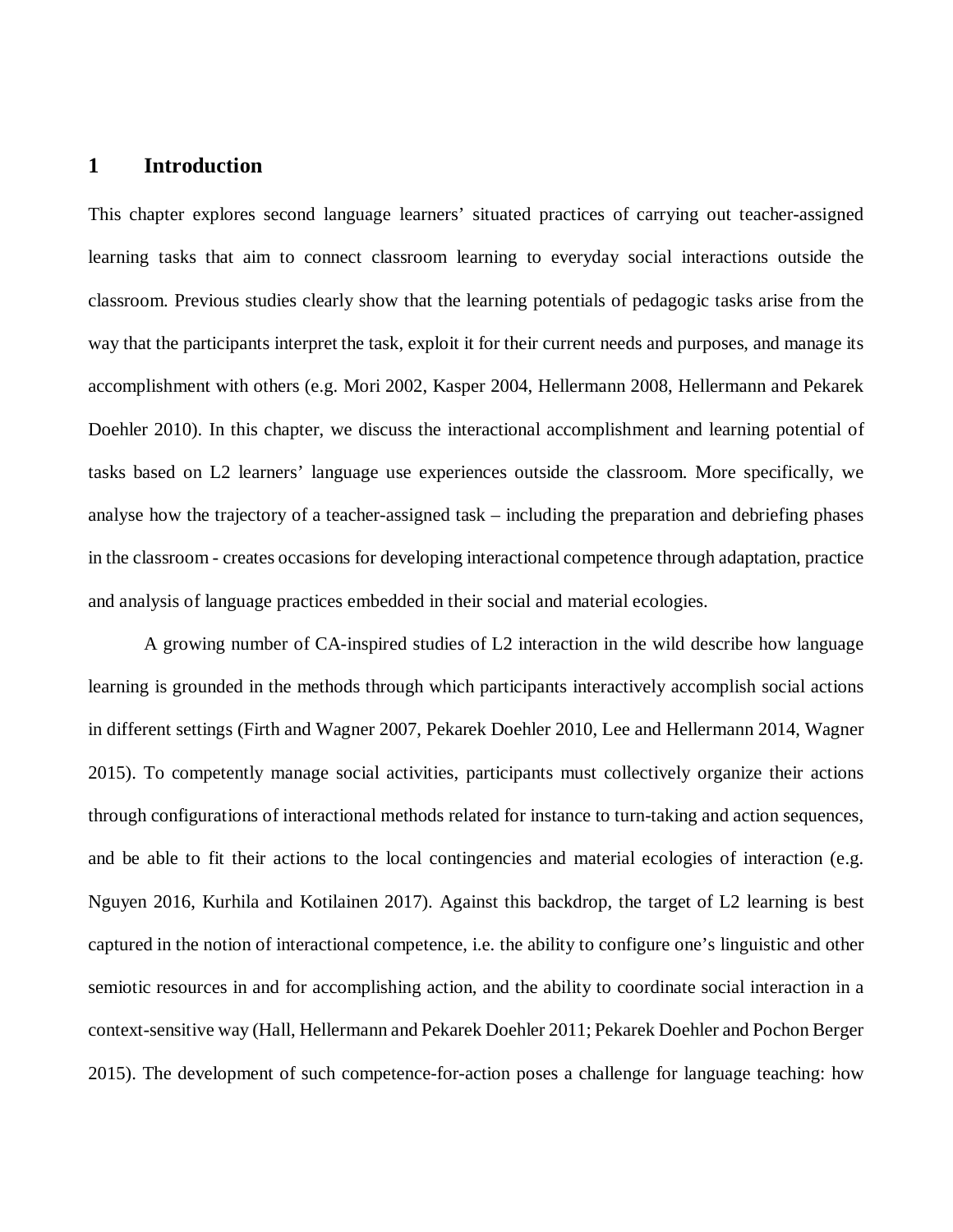# 1 Introduction

This chapter explores second language learners' situated practices of carrying out teacher-assigned learning tasks that aim to connect classroom learning to everyday social interactions outside the classroom. Previous studies clearly show that the learning potentials of pedagogic tasks arise from the way that the participants interpret the task, exploit it for their current needs and purposes, and manage its accomplishment with others (e.g. Mori 2002, Kasper 2004, Hellermann 2008, Hellermann and Pekarek Doehler 2010). In this chapter, we discuss the interactional accomplishment and learning potential of tasks based on L2 learners' language use experiences outside the classroom. More specifically, we analyse how the trajectory of a teacher-assigned task – including the preparation and debriefing phases in the classroom - creates occasions for developing interactional competence through adaptation, practice and analysis of language practices embedded in their social and material ecologies.

A growing number of CA-inspired studies of L2 interaction in the wild describe how language learning is grounded in the methods through which participants interactively accomplish social actions in different settings (Firth and Wagner 2007, Pekarek Doehler 2010, Lee and Hellermann 2014, Wagner 2015). To competently manage social activities, participants must collectively organize their actions through configurations of interactional methods related for instance to turn-taking and action sequences, and be able to fit their actions to the local contingencies and material ecologies of interaction (e.g. Nguyen 2016, Kurhila and Kotilainen 2017). Against this backdrop, the target of L2 learning is best captured in the notion of interactional competence, i.e. the ability to configure one's linguistic and other semiotic resources in and for accomplishing action, and the ability to coordinate social interaction in a context-sensitive way (Hall, Hellermann and Pekarek Doehler 2011; Pekarek Doehler and Pochon Berger 2015). The development of such competence-for-action poses a challenge for language teaching: how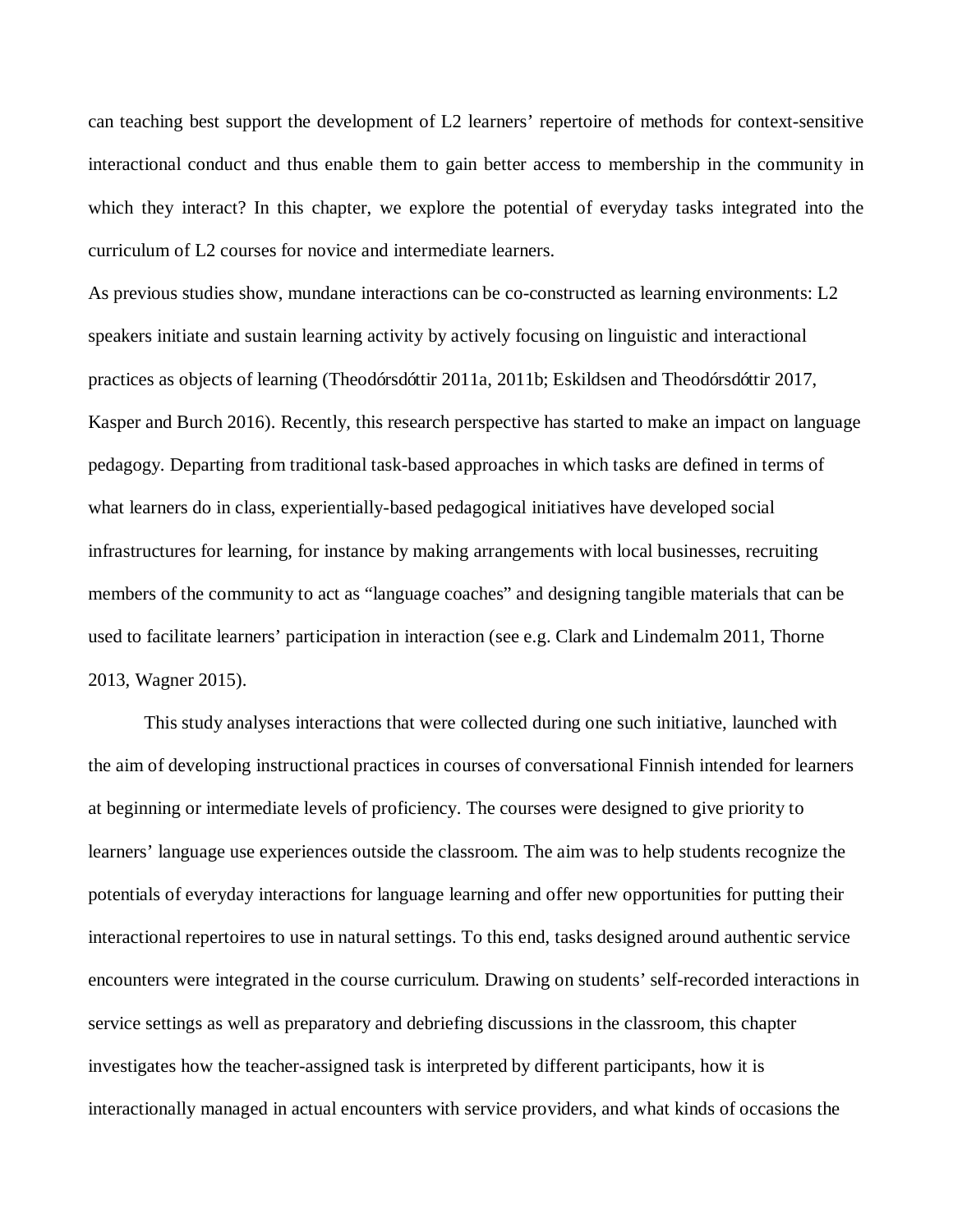can teaching best support the development of L2 learners' repertoire of methods for context-sensitive interactional conduct and thus enable them to gain better access to membership in the community in which they interact? In this chapter, we explore the potential of everyday tasks integrated into the curriculum of L2 courses for novice and intermediate learners.

As previous studies show, mundane interactions can be co-constructed as learning environments: L2 speakers initiate and sustain learning activity by actively focusing on linguistic and interactional practices as objects of learning (Theodórsdóttir 2011a, 2011b; Eskildsen and Theodórsdóttir 2017, Kasper and Burch 2016). Recently, this research perspective has started to make an impact on language pedagogy. Departing from traditional task-based approaches in which tasks are defined in terms of what learners do in class, experientially-based pedagogical initiatives have developed social infrastructures for learning, for instance by making arrangements with local businesses, recruiting members of the community to act as "language coaches" and designing tangible materials that can be used to facilitate learners' participation in interaction (see e.g. Clark and Lindemalm 2011, Thorne 2013, Wagner 2015).

This study analyses interactions that were collected during one such initiative, launched with the aim of developing instructional practices in courses of conversational Finnish intended for learners at beginning or intermediate levels of proficiency. The courses were designed to give priority to learners' language use experiences outside the classroom. The aim was to help students recognize the potentials of everyday interactions for language learning and offer new opportunities for putting their interactional repertoires to use in natural settings. To this end, tasks designed around authentic service encounters were integrated in the course curriculum. Drawing on students' self-recorded interactions in service settings as well as preparatory and debriefing discussions in the classroom, this chapter investigates how the teacher-assigned task is interpreted by different participants, how it is interactionally managed in actual encounters with service providers, and what kinds of occasions the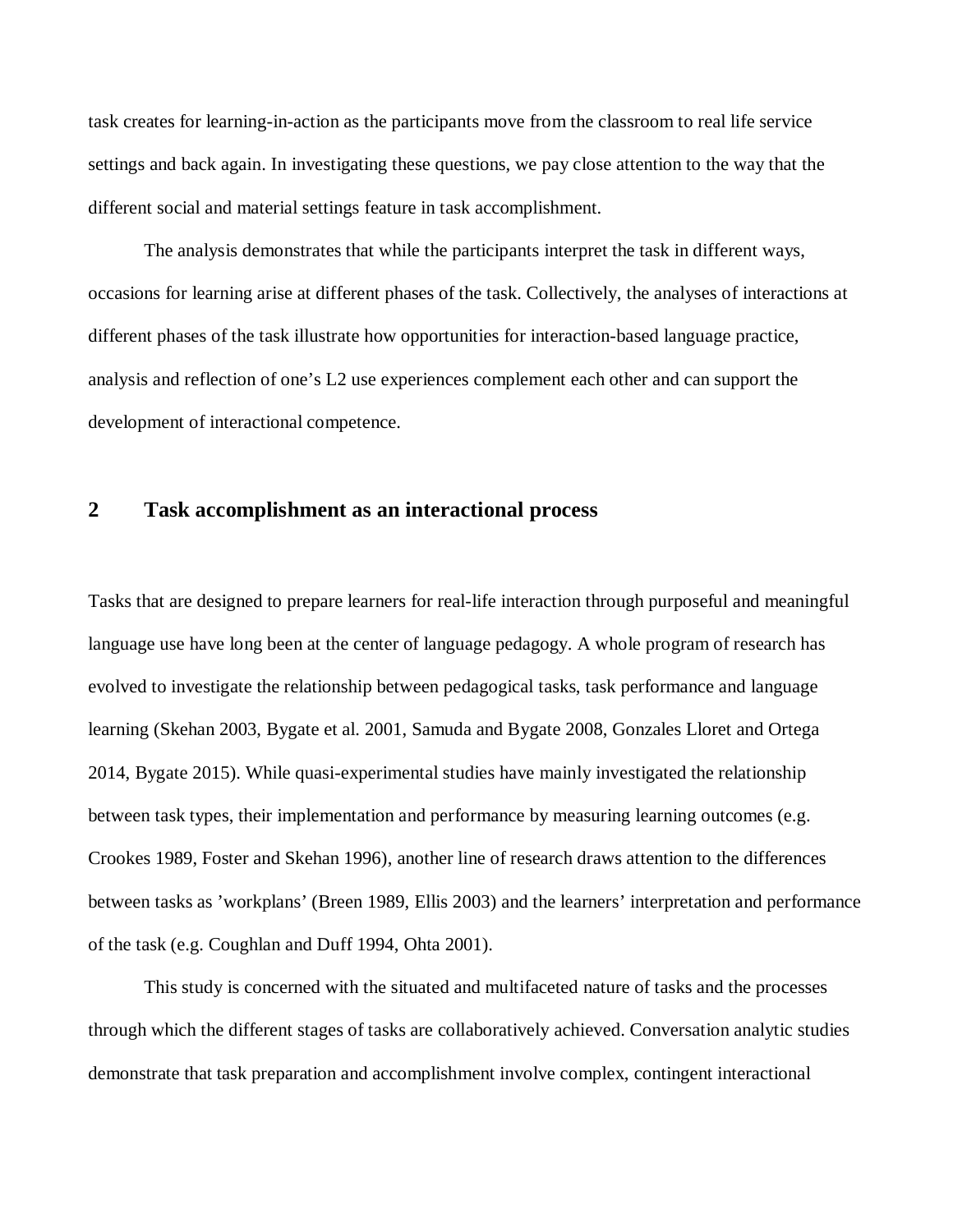task creates for learning-in-action as the participants move from the classroom to real life service settings and back again. In investigating these questions, we pay close attention to the way that the different social and material settings feature in task accomplishment.

The analysis demonstrates that while the participants interpret the task in different ways, occasions for learning arise at different phases of the task. Collectively, the analyses of interactions at different phases of the task illustrate how opportunities for interaction-based language practice, analysis and reflection of one's L2 use experiences complement each other and can support the development of interactional competence.

## 2 Task accomplishment as an interactional process

Tasks that are designed to prepare learners for real-life interaction through purposeful and meaningful language use have long been at the center of language pedagogy. A whole program of research has evolved to investigate the relationship between pedagogical tasks, task performance and language learning (Skehan 2003, Bygate et al. 2001, Samuda and Bygate 2008, Gonzales Lloret and Ortega 2014, Bygate 2015). While quasi-experimental studies have mainly investigated the relationship between task types, their implementation and performance by measuring learning outcomes (e.g. Crookes 1989, Foster and Skehan 1996), another line of research draws attention to the differences between tasks as 'workplans' (Breen 1989, Ellis 2003) and the learners' interpretation and performance of the task (e.g. Coughlan and Duff 1994, Ohta 2001).

This study is concerned with the situated and multifaceted nature of tasks and the processes through which the different stages of tasks are collaboratively achieved. Conversation analytic studies demonstrate that task preparation and accomplishment involve complex, contingent interactional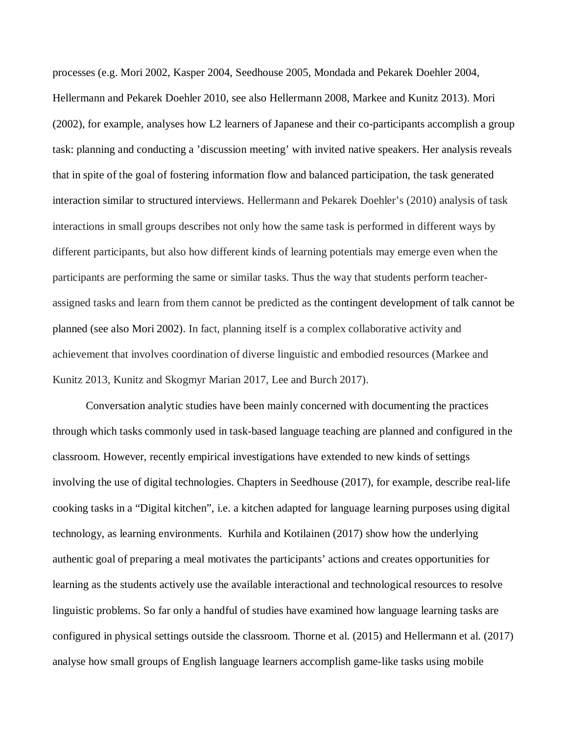processes (e.g. Mori 2002, Kasper 2004, Seedhouse 2005, Mondada and Pekarek Doehler 2004, Hellermann and Pekarek Doehler 2010, see also Hellermann 2008, Markee and Kunitz 2013). Mori (2002), for example, analyses how L2 learners of Japanese and their co-participants accomplish a group task: planning and conducting a 'discussion meeting' with invited native speakers. Her analysis reveals that in spite of the goal of fostering information flow and balanced participation, the task generated interaction similar to structured interviews. Hellermann and Pekarek Doehler's (2010) analysis of task interactions in small groups describes not only how the same task is performed in different ways by different participants, but also how different kinds of learning potentials may emerge even when the participants are performing the same or similar tasks. Thus the way that students perform teacher-assigned tasks and learn from them cannot be predicted as the contingent development of talk cannot be planned (see also Mori 2002). In fact, planning itself is a complex collaborative activity and achievement that involves coordination of diverse linguistic and embodied resources (Markee and Kunitz 2013, Kunitz and Skogmyr Marian 2017, Lee and Burch 2017).

Conversation analytic studies have been mainly concerned with documenting the practices through which tasks commonly used in task-based language teaching are planned and configured in the classroom. However, recently empirical investigations have extended to new kinds of settings involving the use of digital technologies. Chapters in Seedhouse (2017), for example, describe real-life cooking tasks in a "Digital kitchen", i.e. a kitchen adapted for language learning purposes using digital technology, as learning environments. Kurhila and Kotilainen (2017) show how the underlying authentic goal of preparing a meal motivates the participants' actions and creates opportunities for learning as the students actively use the available interactional and technological resources to resolve linguistic problems. So far only a handful of studies have examined how language learning tasks are configured in physical settings outside the classroom. Thorne et al. (2015) and Hellermann et al. (2017) analyse how small groups of English language learners accomplish game-like tasks using mobile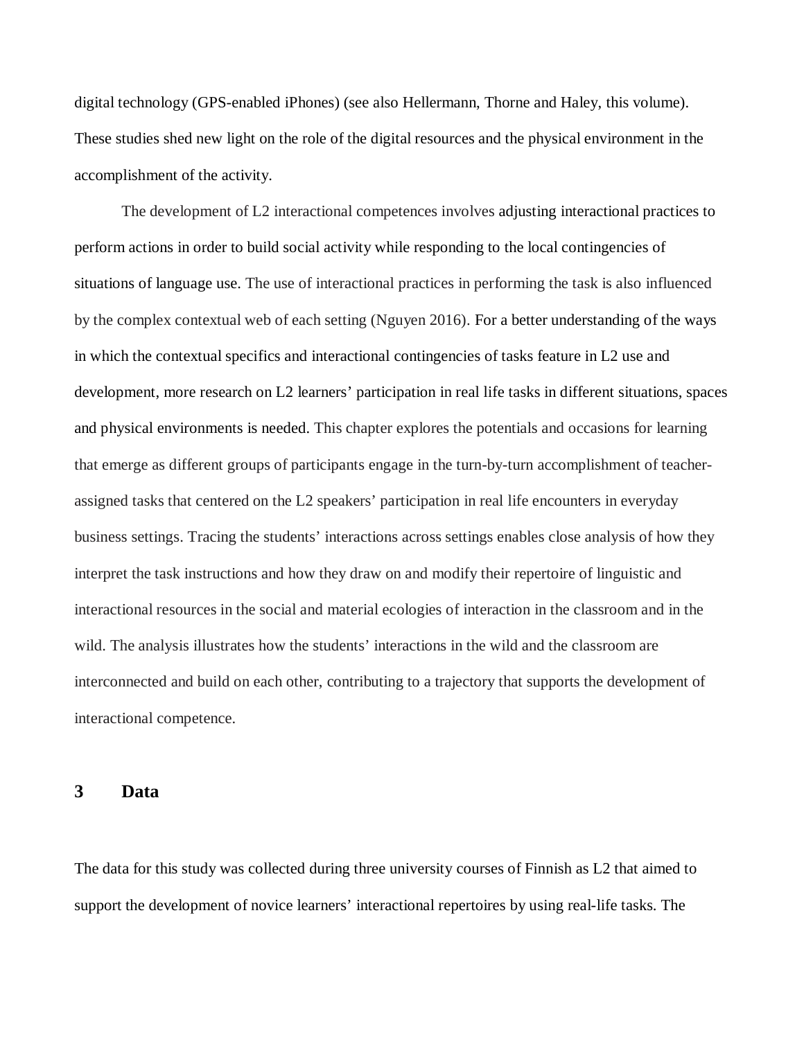digital technology (GPS-enabled iPhones) (see also Hellermann, Thorne and Haley, this volume). These studies shed new light on the role of the digital resources and the physical environment in the accomplishment of the activity.

The development of L2 interactional competences involves adjusting interactional practices to perform actions in order to build social activity while responding to the local contingencies of situations of language use. The use of interactional practices in performing the task is also influenced by the complex contextual web of each setting (Nguyen 2016). For a better understanding of the ways in which the contextual specifics and interactional contingencies of tasks feature in L2 use and development, more research on L2 learners' participation in real life tasks in different situations, spaces and physical environments is needed. This chapter explores the potentials and occasions for learning that emerge as different groups of participants engage in the turn-by-turn accomplishment of teacher-assigned tasks that centered on the L2 speakers' participation in real life encounters in everyday business settings. Tracing the students' interactions across settings enables close analysis of how they interpret the task instructions and how they draw on and modify their repertoire of linguistic and interactional resources in the social and material ecologies of interaction in the classroom and in the wild. The analysis illustrates how the students' interactions in the wild and the classroom are interconnected and build on each other, contributing to a trajectory that supports the development of interactional competence.

## 3 Data

The data for this study was collected during three university courses of Finnish as L2 that aimed to support the development of novice learners' interactional repertoires by using real-life tasks. The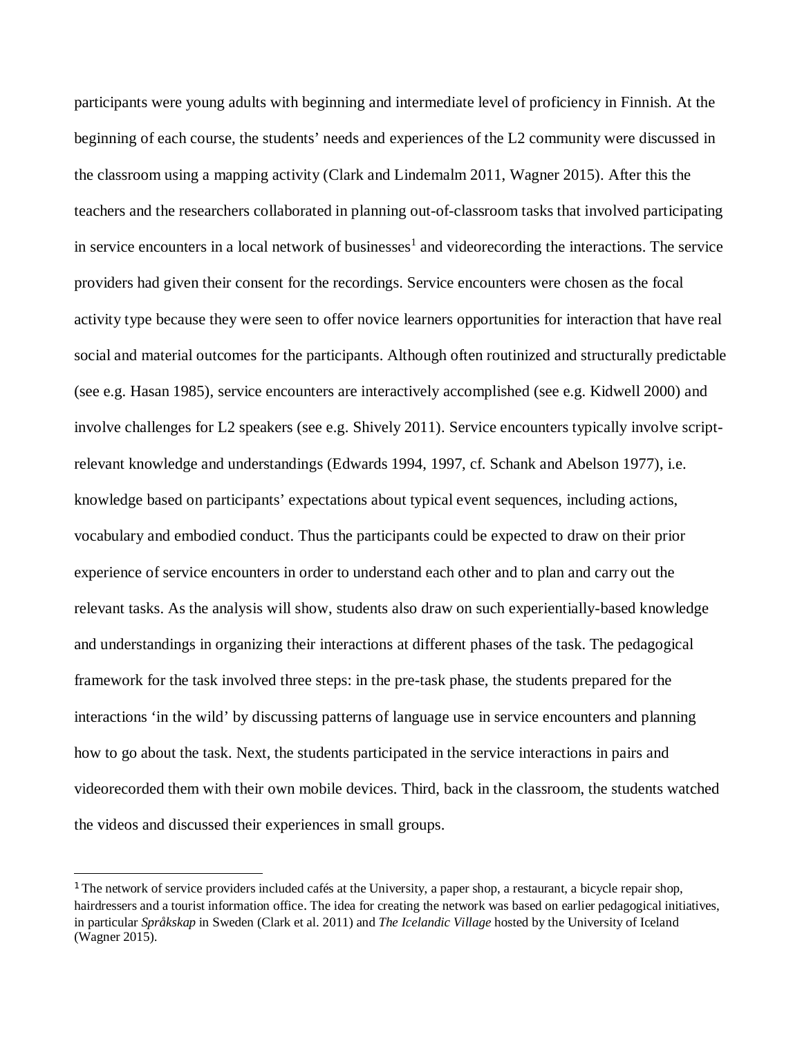participants were young adults with beginning and intermediate level of proficiency in Finnish. At the beginning of each course, the students' needs and experiences of the L2 community were discussed in the classroom using a mapping activity (Clark and Lindemalm 2011, Wagner 2015). After this the teachers and the researchers collaborated in planning out-of-classroom tasks that involved participating in service encounters in a local network of businesses[1] and videorecording the interactions. The service providers had given their consent for the recordings. Service encounters were chosen as the focal activity type because they were seen to offer novice learners opportunities for interaction that have real social and material outcomes for the participants. Although often routinized and structurally predictable (see e.g. Hasan 1985), service encounters are interactively accomplished (see e.g. Kidwell 2000) and involve challenges for L2 speakers (see e.g. Shively 2011). Service encounters typically involve script-relevant knowledge and understandings (Edwards 1994, 1997, cf. Schank and Abelson 1977), i.e. knowledge based on participants' expectations about typical event sequences, including actions, vocabulary and embodied conduct. Thus the participants could be expected to draw on their prior experience of service encounters in order to understand each other and to plan and carry out the relevant tasks. As the analysis will show, students also draw on such experientially-based knowledge and understandings in organizing their interactions at different phases of the task. The pedagogical framework for the task involved three steps: in the pre-task phase, the students prepared for the interactions 'in the wild' by discussing patterns of language use in service encounters and planning how to go about the task. Next, the students participated in the service interactions in pairs and videorecorded them with their own mobile devices. Third, back in the classroom, the students watched the videos and discussed their experiences in small groups.

---

[1] The network of service providers included cafés at the University, a paper shop, a restaurant, a bicycle repair shop, hairdressers and a tourist information office. The idea for creating the network was based on earlier pedagogical initiatives, in particular *Språkskap* in Sweden (Clark et al. 2011) and *The Icelandic Village* hosted by the University of Iceland (Wagner 2015).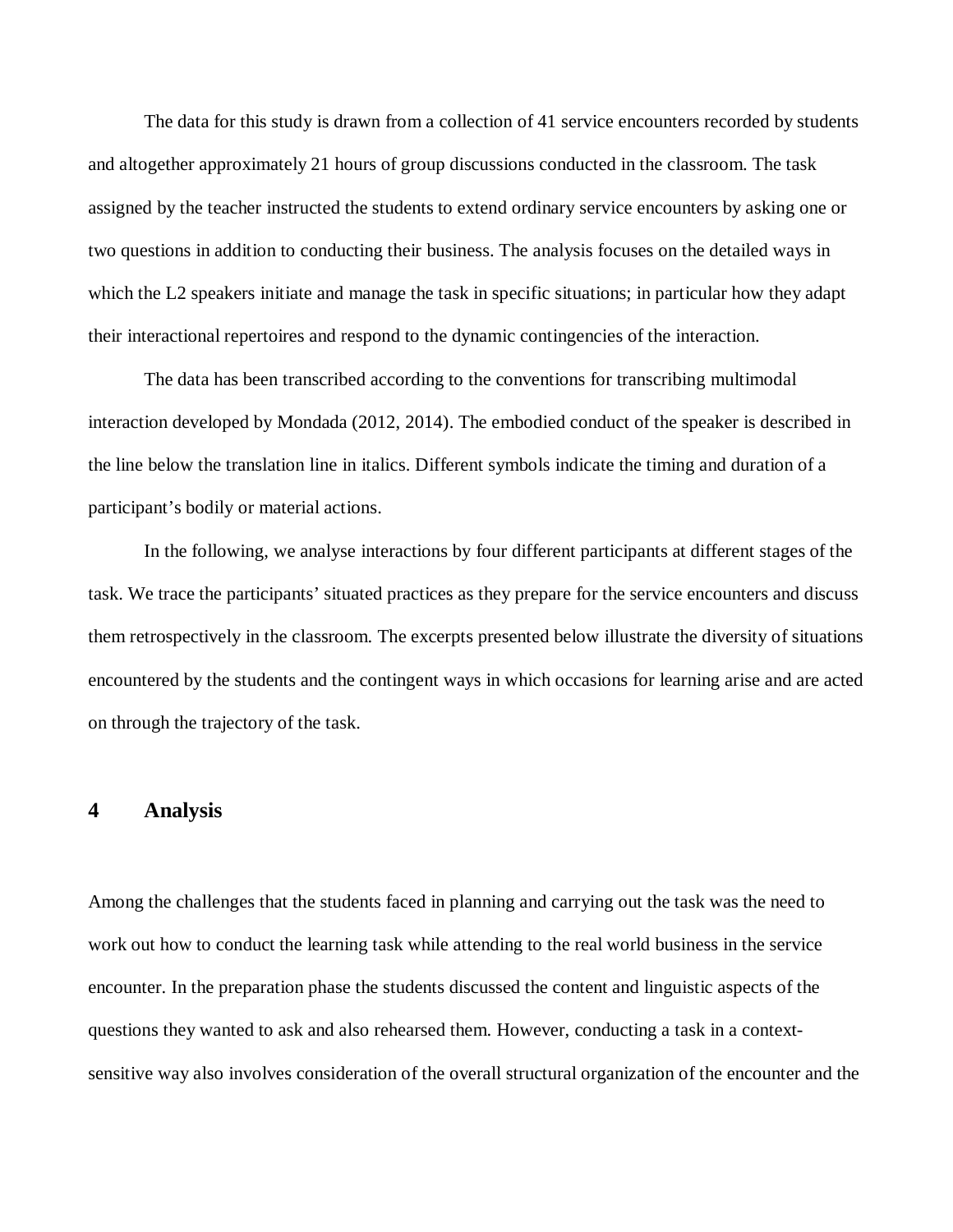The data for this study is drawn from a collection of 41 service encounters recorded by students and altogether approximately 21 hours of group discussions conducted in the classroom. The task assigned by the teacher instructed the students to extend ordinary service encounters by asking one or two questions in addition to conducting their business. The analysis focuses on the detailed ways in which the L2 speakers initiate and manage the task in specific situations; in particular how they adapt their interactional repertoires and respond to the dynamic contingencies of the interaction.

The data has been transcribed according to the conventions for transcribing multimodal interaction developed by Mondada (2012, 2014). The embodied conduct of the speaker is described in the line below the translation line in italics. Different symbols indicate the timing and duration of a participant's bodily or material actions.

In the following, we analyse interactions by four different participants at different stages of the task. We trace the participants' situated practices as they prepare for the service encounters and discuss them retrospectively in the classroom. The excerpts presented below illustrate the diversity of situations encountered by the students and the contingent ways in which occasions for learning arise and are acted on through the trajectory of the task.

## 4 Analysis

Among the challenges that the students faced in planning and carrying out the task was the need to work out how to conduct the learning task while attending to the real world business in the service encounter. In the preparation phase the students discussed the content and linguistic aspects of the questions they wanted to ask and also rehearsed them. However, conducting a task in a context-sensitive way also involves consideration of the overall structural organization of the encounter and the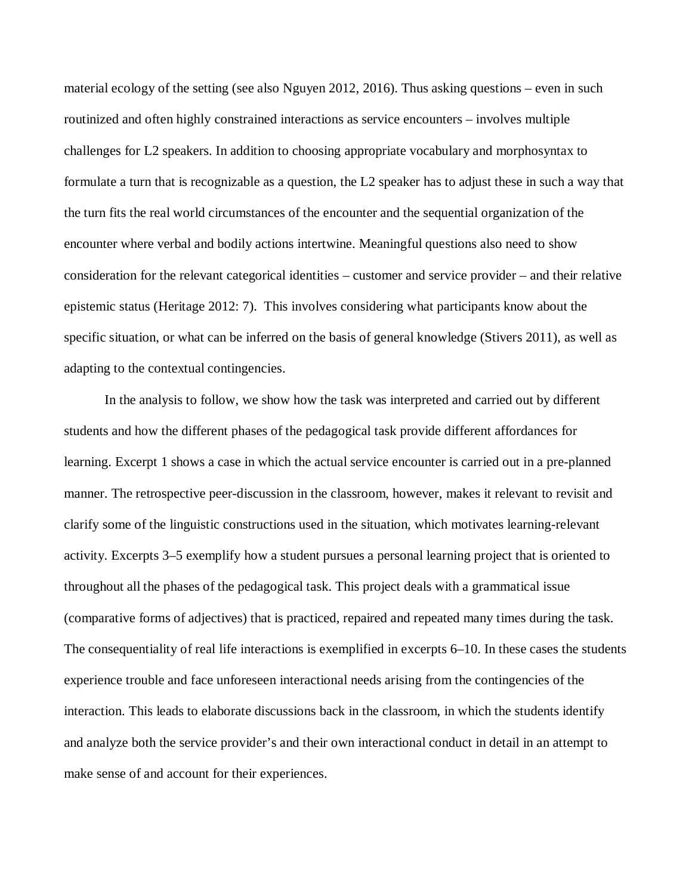material ecology of the setting (see also Nguyen 2012, 2016). Thus asking questions – even in such routinized and often highly constrained interactions as service encounters – involves multiple challenges for L2 speakers. In addition to choosing appropriate vocabulary and morphosyntax to formulate a turn that is recognizable as a question, the L2 speaker has to adjust these in such a way that the turn fits the real world circumstances of the encounter and the sequential organization of the encounter where verbal and bodily actions intertwine. Meaningful questions also need to show consideration for the relevant categorical identities – customer and service provider – and their relative epistemic status (Heritage 2012: 7). This involves considering what participants know about the specific situation, or what can be inferred on the basis of general knowledge (Stivers 2011), as well as adapting to the contextual contingencies.

In the analysis to follow, we show how the task was interpreted and carried out by different students and how the different phases of the pedagogical task provide different affordances for learning. Excerpt 1 shows a case in which the actual service encounter is carried out in a pre-planned manner. The retrospective peer-discussion in the classroom, however, makes it relevant to revisit and clarify some of the linguistic constructions used in the situation, which motivates learning-relevant activity. Excerpts 3–5 exemplify how a student pursues a personal learning project that is oriented to throughout all the phases of the pedagogical task. This project deals with a grammatical issue (comparative forms of adjectives) that is practiced, repaired and repeated many times during the task. The consequentiality of real life interactions is exemplified in excerpts 6–10. In these cases the students experience trouble and face unforeseen interactional needs arising from the contingencies of the interaction. This leads to elaborate discussions back in the classroom, in which the students identify and analyze both the service provider's and their own interactional conduct in detail in an attempt to make sense of and account for their experiences.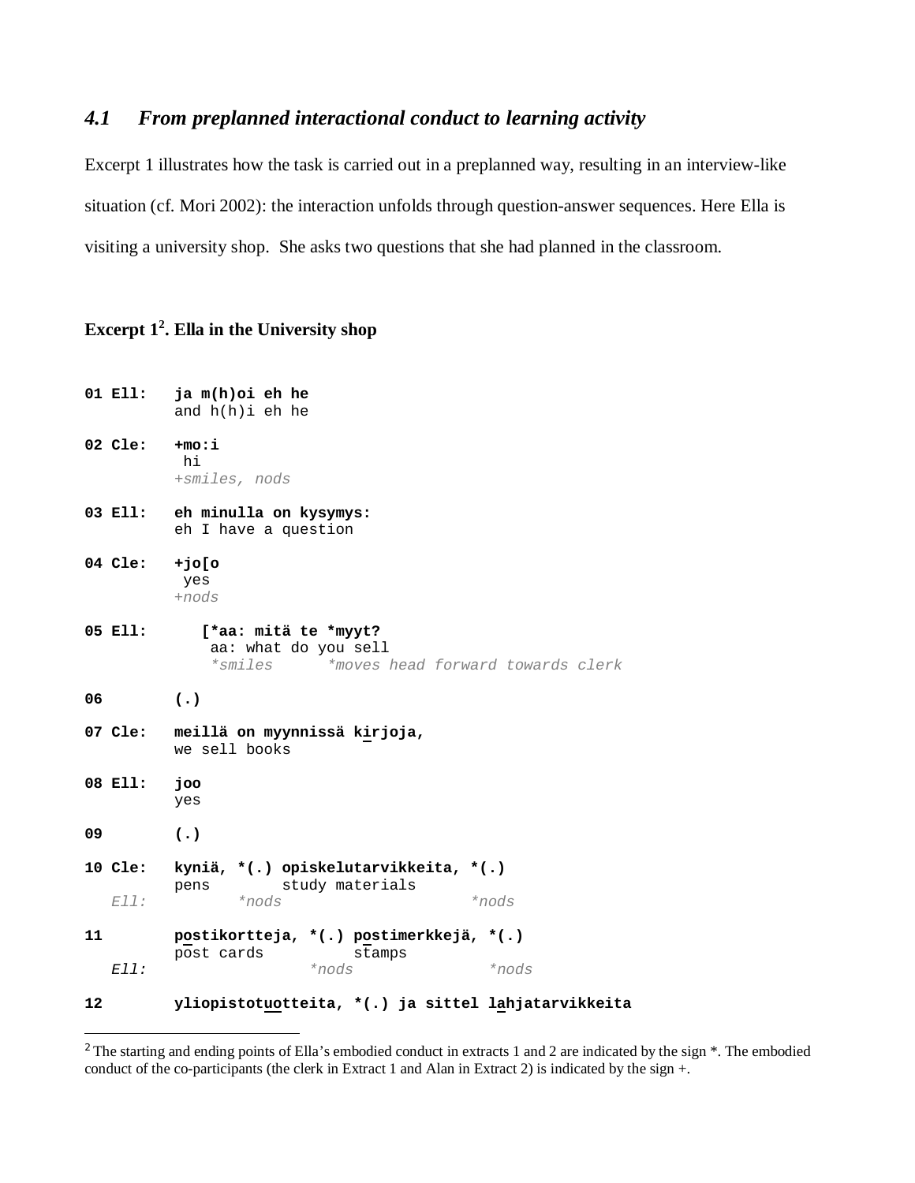### *4.1 From preplanned interactional conduct to learning activity*

Excerpt 1 illustrates how the task is carried out in a preplanned way, resulting in an interview-like situation (cf. Mori 2002): the interaction unfolds through question-answer sequences. Here Ella is visiting a university shop. She asks two questions that she had planned in the classroom.

**Excerpt 1[2]. Ella in the University shop**

```
01 Ell:   ja m(h)oi eh he
          and h(h)i eh he

02 Cle:   +mo:i
           hi
          +smiles, nods

03 Ell:   eh minulla on kysymys:
          eh I have a question

04 Cle:   +jo[o
           yes
          +nods

05 Ell:      [*aa: mitä te *myyt?
              aa: what do you sell
              *smiles      *moves head forward towards clerk

06        (.)

07 Cle:   meillä on myynnissä kirjoja,
          we sell books

08 Ell:   joo
          yes

09        (.)

10 Cle:   kyniä, *(.) opiskelutarvikkeita, *(.)
          pens        study materials
  Ell:           *nods                     *nods

11        postikortteja, *(.) postimerkkejä, *(.)
          post cards          stamps
  Ell:                   *nods               *nods

12        yliopistotuotteita, *(.) ja sittel lahjatarvikkeita
```

[2] The starting and ending points of Ella's embodied conduct in extracts 1 and 2 are indicated by the sign *. The embodied conduct of the co-participants (the clerk in Extract 1 and Alan in Extract 2) is indicated by the sign +.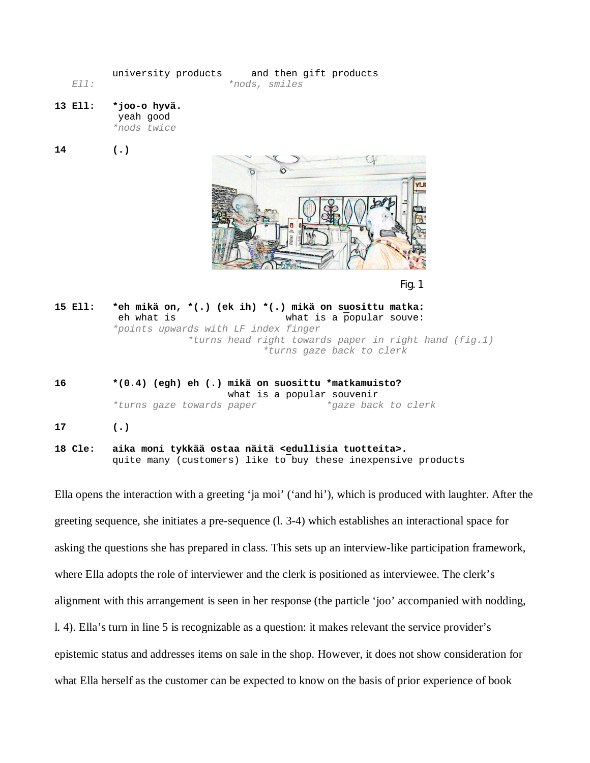```
        university products      and then gift products
  Ell:                         *nods, smiles

13 Ell:  *joo-o hyvä.
          yeah good
         *nods twice

14       (.)
```

Fig. 1

```
15 Ell:  *eh mikä on, *(.) (ek ih) *(.) mikä on suosittu matka:
          eh what is                   what is a popular souve:
         *points upwards with LF index finger
                      *turns head right towards paper in right hand (fig.1)
                                    *turns gaze back to clerk

16       *(0.4) (egh) eh (.) mikä on suosittu *matkamuisto?
                             what is a popular souvenir
         *turns gaze towards paper             *gaze back to clerk

17       (.)

18 Cle:  aika moni tykkää ostaa näitä <edullisia tuotteita>.
         quite many (customers) like to buy these inexpensive products
```

Ella opens the interaction with a greeting 'ja moi' ('and hi'), which is produced with laughter. After the greeting sequence, she initiates a pre-sequence (l. 3-4) which establishes an interactional space for asking the questions she has prepared in class. This sets up an interview-like participation framework, where Ella adopts the role of interviewer and the clerk is positioned as interviewee. The clerk's alignment with this arrangement is seen in her response (the particle 'joo' accompanied with nodding, l. 4). Ella's turn in line 5 is recognizable as a question: it makes relevant the service provider's epistemic status and addresses items on sale in the shop. However, it does not show consideration for what Ella herself as the customer can be expected to know on the basis of prior experience of book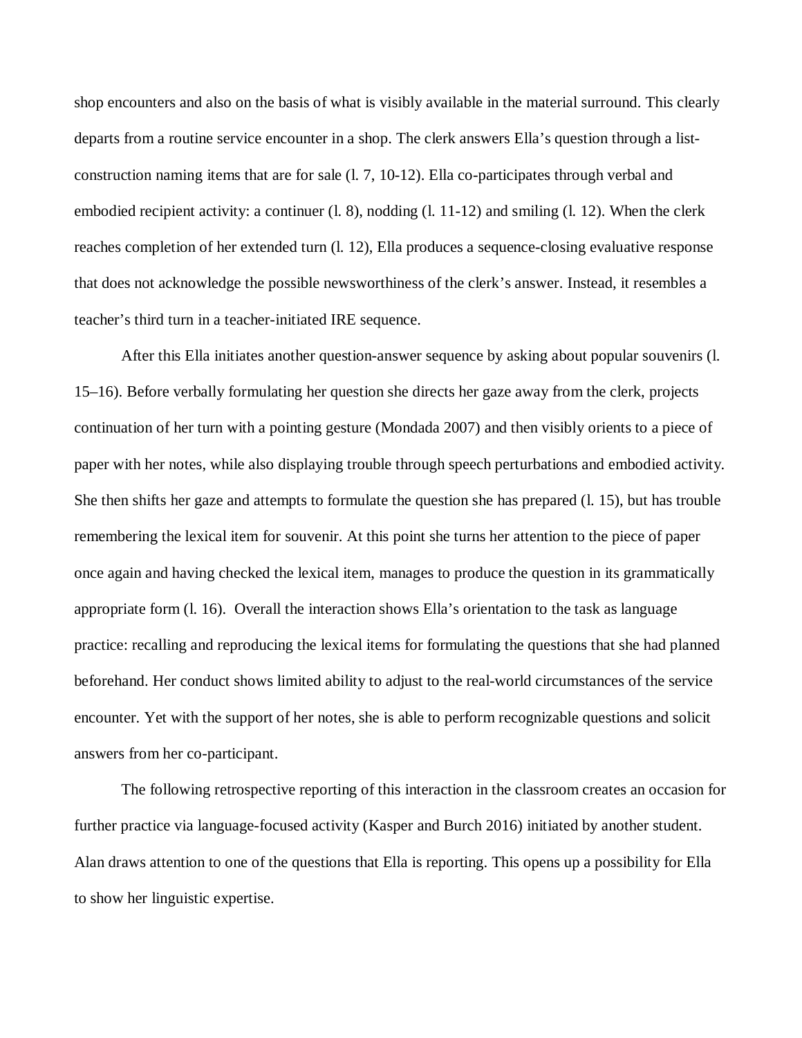shop encounters and also on the basis of what is visibly available in the material surround. This clearly departs from a routine service encounter in a shop. The clerk answers Ella's question through a list-construction naming items that are for sale (l. 7, 10-12). Ella co-participates through verbal and embodied recipient activity: a continuer (l. 8), nodding (l. 11-12) and smiling (l. 12). When the clerk reaches completion of her extended turn (l. 12), Ella produces a sequence-closing evaluative response that does not acknowledge the possible newsworthiness of the clerk's answer. Instead, it resembles a teacher's third turn in a teacher-initiated IRE sequence.

After this Ella initiates another question-answer sequence by asking about popular souvenirs (l. 15–16). Before verbally formulating her question she directs her gaze away from the clerk, projects continuation of her turn with a pointing gesture (Mondada 2007) and then visibly orients to a piece of paper with her notes, while also displaying trouble through speech perturbations and embodied activity. She then shifts her gaze and attempts to formulate the question she has prepared (l. 15), but has trouble remembering the lexical item for souvenir. At this point she turns her attention to the piece of paper once again and having checked the lexical item, manages to produce the question in its grammatically appropriate form (l. 16). Overall the interaction shows Ella's orientation to the task as language practice: recalling and reproducing the lexical items for formulating the questions that she had planned beforehand. Her conduct shows limited ability to adjust to the real-world circumstances of the service encounter. Yet with the support of her notes, she is able to perform recognizable questions and solicit answers from her co-participant.

The following retrospective reporting of this interaction in the classroom creates an occasion for further practice via language-focused activity (Kasper and Burch 2016) initiated by another student. Alan draws attention to one of the questions that Ella is reporting. This opens up a possibility for Ella to show her linguistic expertise.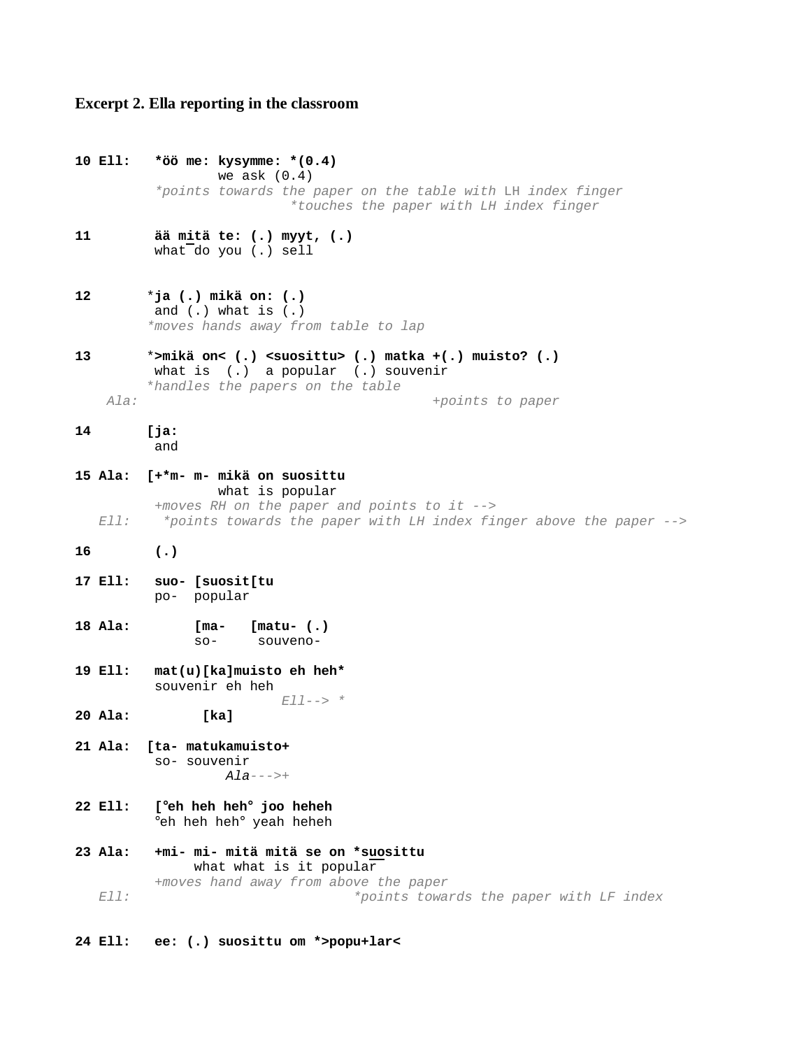**Excerpt 2. Ella reporting in the classroom**

```
10 Ell:   *öö me: kysymme: *(0.4)
                 we ask (0.4)
          *points towards the paper on the table with LH index finger
                          *touches the paper with LH index finger

11        ää mitä te: (.) myyt, (.)
          what do you (.) sell


12       *ja (.) mikä on: (.)
          and (.) what is (.)
         *moves hands away from table to lap

13       *>mikä on< (.) <suosittu> (.) matka +(.) muisto? (.)
          what is  (.)  a popular  (.) souvenir
         *handles the papers on the table
    Ala:                                     +points to paper

14       [ja:
          and

15 Ala:  [+*m- m- mikä on suosittu
                 what is popular
          +moves RH on the paper and points to it -->
   Ell:    *points towards the paper with LH index finger above the paper -->

16        (.)

17 Ell:   suo- [suosit[tu
          po-  popular

18 Ala:        [ma-   [matu- (.)
               so-     souveno-

19 Ell:   mat(u)[ka]muisto eh heh*
          souvenir eh heh
                          Ell--> *
20 Ala:         [ka]

21 Ala:  [ta- matukamuisto+
          so- souvenir
                   Ala--->+

22 Ell:   [°eh heh heh° joo heheh
          °eh heh heh° yeah heheh

23 Ala:   +mi- mi- mitä mitä se on *suosittu
               what what is it popular
          +moves hand away from above the paper
   Ell:                            *points towards the paper with LF index


24 Ell:   ee: (.) suosittu om *>popu+lar<
```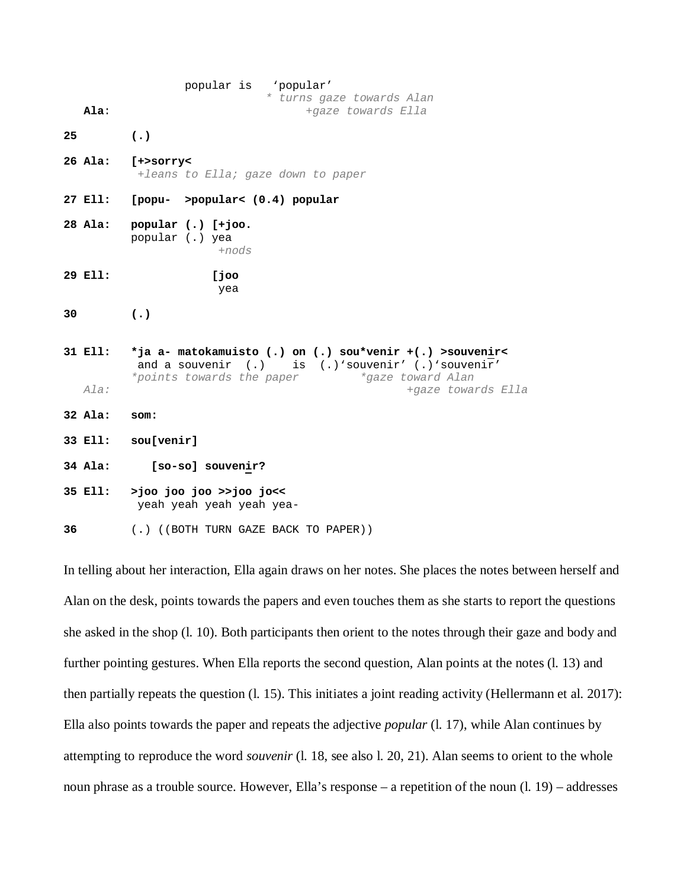```
                popular is   'popular'
                            * turns gaze towards Alan
   Ala:                           +gaze towards Ella

25        (.)

26 Ala:   [+>sorry<
           +leans to Ella; gaze down to paper

27 Ell:   [popu-  >popular< (0.4) popular

28 Ala:   popular (.) [+joo.
          popular (.) yea
                       +nods

29 Ell:               [joo
                       yea

30        (.)

31 Ell:   *ja a- matokamuisto (.) on (.) sou*venir +(.) >souvenir<
           and a souvenir  (.)    is  (.)'souvenir' (.)'souvenir'
          *points towards the paper         *gaze toward Alan
   Ala:                                            +gaze towards Ella

32 Ala:   som:

33 Ell:   sou[venir]

34 Ala:      [so-so] souvenir?

35 Ell:   >joo joo joo >>joo jo<<
           yeah yeah yeah yeah yea-

36        (.) ((BOTH TURN GAZE BACK TO PAPER))
```

In telling about her interaction, Ella again draws on her notes. She places the notes between herself and Alan on the desk, points towards the papers and even touches them as she starts to report the questions she asked in the shop (l. 10). Both participants then orient to the notes through their gaze and body and further pointing gestures. When Ella reports the second question, Alan points at the notes (l. 13) and then partially repeats the question (l. 15). This initiates a joint reading activity (Hellermann et al. 2017): Ella also points towards the paper and repeats the adjective *popular* (l. 17), while Alan continues by attempting to reproduce the word *souvenir* (l. 18, see also l. 20, 21). Alan seems to orient to the whole noun phrase as a trouble source. However, Ella's response – a repetition of the noun (l. 19) – addresses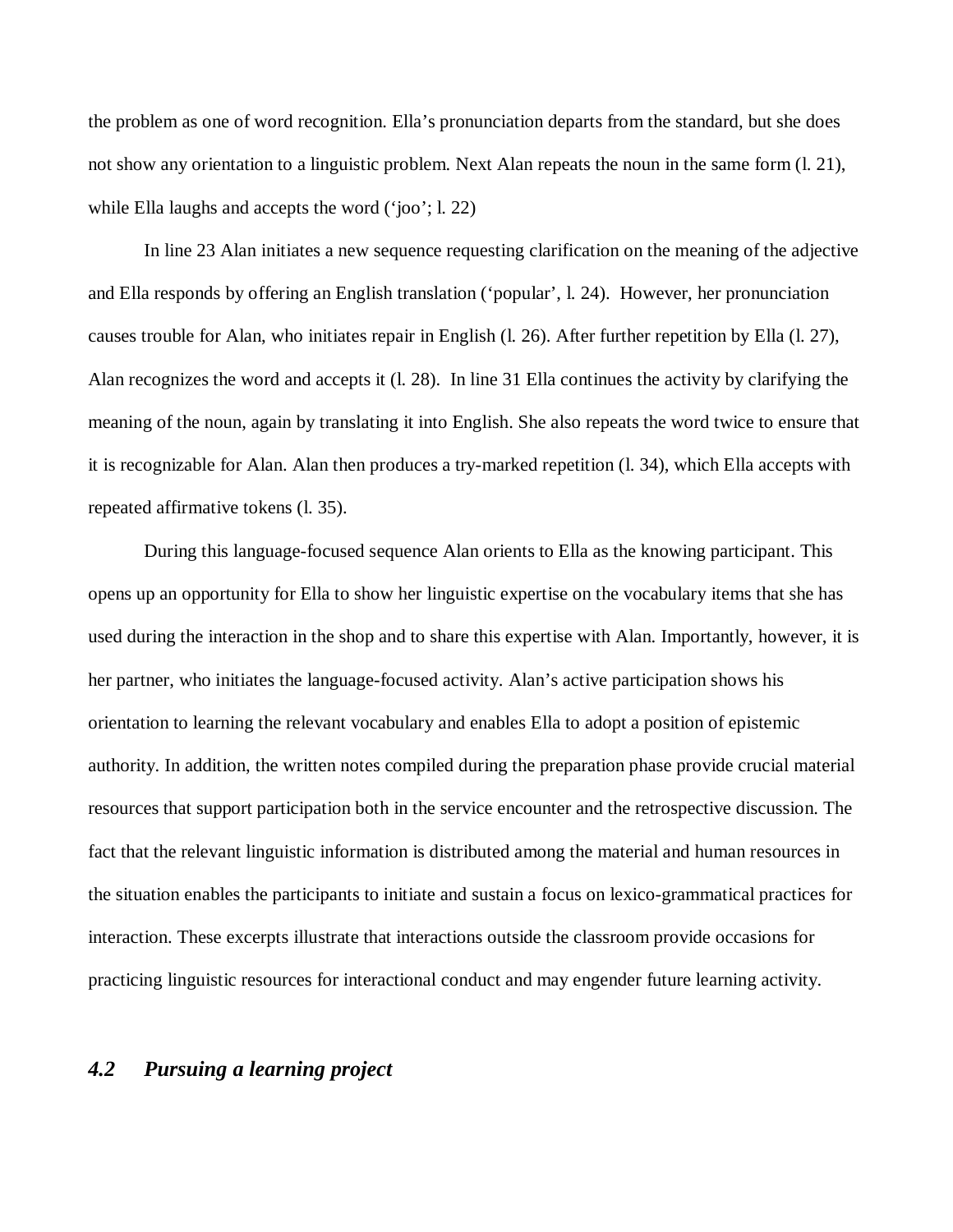the problem as one of word recognition. Ella's pronunciation departs from the standard, but she does not show any orientation to a linguistic problem. Next Alan repeats the noun in the same form (l. 21), while Ella laughs and accepts the word ('joo'; l. 22)

In line 23 Alan initiates a new sequence requesting clarification on the meaning of the adjective and Ella responds by offering an English translation ('popular', l. 24). However, her pronunciation causes trouble for Alan, who initiates repair in English (l. 26). After further repetition by Ella (l. 27), Alan recognizes the word and accepts it (l. 28). In line 31 Ella continues the activity by clarifying the meaning of the noun, again by translating it into English. She also repeats the word twice to ensure that it is recognizable for Alan. Alan then produces a try-marked repetition (l. 34), which Ella accepts with repeated affirmative tokens (l. 35).

During this language-focused sequence Alan orients to Ella as the knowing participant. This opens up an opportunity for Ella to show her linguistic expertise on the vocabulary items that she has used during the interaction in the shop and to share this expertise with Alan. Importantly, however, it is her partner, who initiates the language-focused activity. Alan's active participation shows his orientation to learning the relevant vocabulary and enables Ella to adopt a position of epistemic authority. In addition, the written notes compiled during the preparation phase provide crucial material resources that support participation both in the service encounter and the retrospective discussion. The fact that the relevant linguistic information is distributed among the material and human resources in the situation enables the participants to initiate and sustain a focus on lexico-grammatical practices for interaction. These excerpts illustrate that interactions outside the classroom provide occasions for practicing linguistic resources for interactional conduct and may engender future learning activity.

### *4.2 Pursuing a learning project*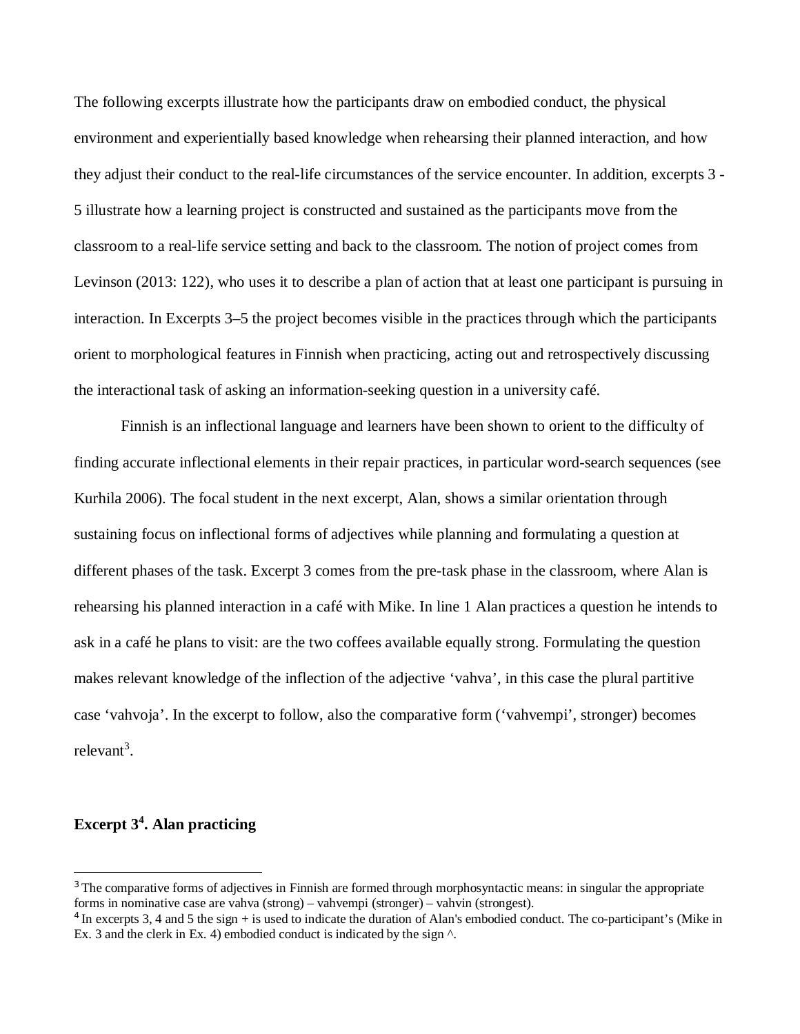The following excerpts illustrate how the participants draw on embodied conduct, the physical environment and experientially based knowledge when rehearsing their planned interaction, and how they adjust their conduct to the real-life circumstances of the service encounter. In addition, excerpts 3 - 5 illustrate how a learning project is constructed and sustained as the participants move from the classroom to a real-life service setting and back to the classroom. The notion of project comes from Levinson (2013: 122), who uses it to describe a plan of action that at least one participant is pursuing in interaction. In Excerpts 3–5 the project becomes visible in the practices through which the participants orient to morphological features in Finnish when practicing, acting out and retrospectively discussing the interactional task of asking an information-seeking question in a university café.

Finnish is an inflectional language and learners have been shown to orient to the difficulty of finding accurate inflectional elements in their repair practices, in particular word-search sequences (see Kurhila 2006). The focal student in the next excerpt, Alan, shows a similar orientation through sustaining focus on inflectional forms of adjectives while planning and formulating a question at different phases of the task. Excerpt 3 comes from the pre-task phase in the classroom, where Alan is rehearsing his planned interaction in a café with Mike. In line 1 Alan practices a question he intends to ask in a café he plans to visit: are the two coffees available equally strong. Formulating the question makes relevant knowledge of the inflection of the adjective 'vahva', in this case the plural partitive case 'vahvoja'. In the excerpt to follow, also the comparative form ('vahvempi', stronger) becomes relevant[3].

**Excerpt 3[4]. Alan practicing**

---

[3] The comparative forms of adjectives in Finnish are formed through morphosyntactic means: in singular the appropriate forms in nominative case are vahva (strong) – vahvempi (stronger) – vahvin (strongest).

[4] In excerpts 3, 4 and 5 the sign + is used to indicate the duration of Alan's embodied conduct. The co-participant's (Mike in Ex. 3 and the clerk in Ex. 4) embodied conduct is indicated by the sign ^.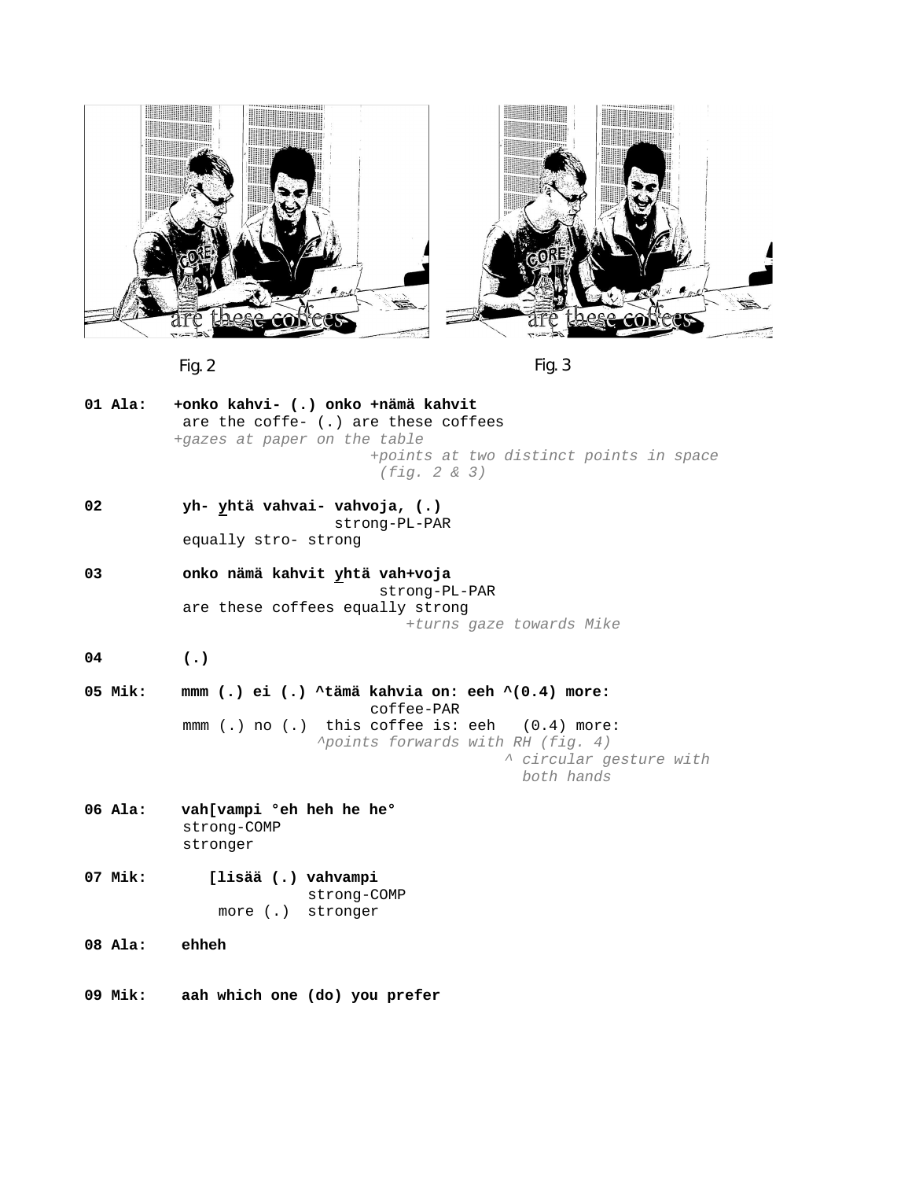Fig. 2 Fig. 3

```
01 Ala:   +onko kahvi- (.) onko +nämä kahvit
           are the coffe- (.) are these coffees
          +gazes at paper on the table
                               +points at two distinct points in space
                                (fig. 2 & 3)

02         yh- yhtä vahvai- vahvoja, (.)
                          strong-PL-PAR
           equally stro- strong

03         onko nämä kahvit yhtä vah+voja
                               strong-PL-PAR
           are these coffees equally strong
                                    +turns gaze towards Mike

04         (.)

05 Mik:    mmm (.) ei (.) ^tämä kahvia on: eeh ^(0.4) more:
                               coffee-PAR
           mmm (.) no (.)  this coffee is: eeh   (0.4) more:
                         ^points forwards with RH (fig. 4)
                                             ^ circular gesture with
                                               both hands

06 Ala:    vah[vampi °eh heh he he°
           strong-COMP
           stronger

07 Mik:       [lisää (.) vahvampi
                         strong-COMP
               more (.)  stronger

08 Ala:    ehheh

09 Mik:    aah which one (do) you prefer
```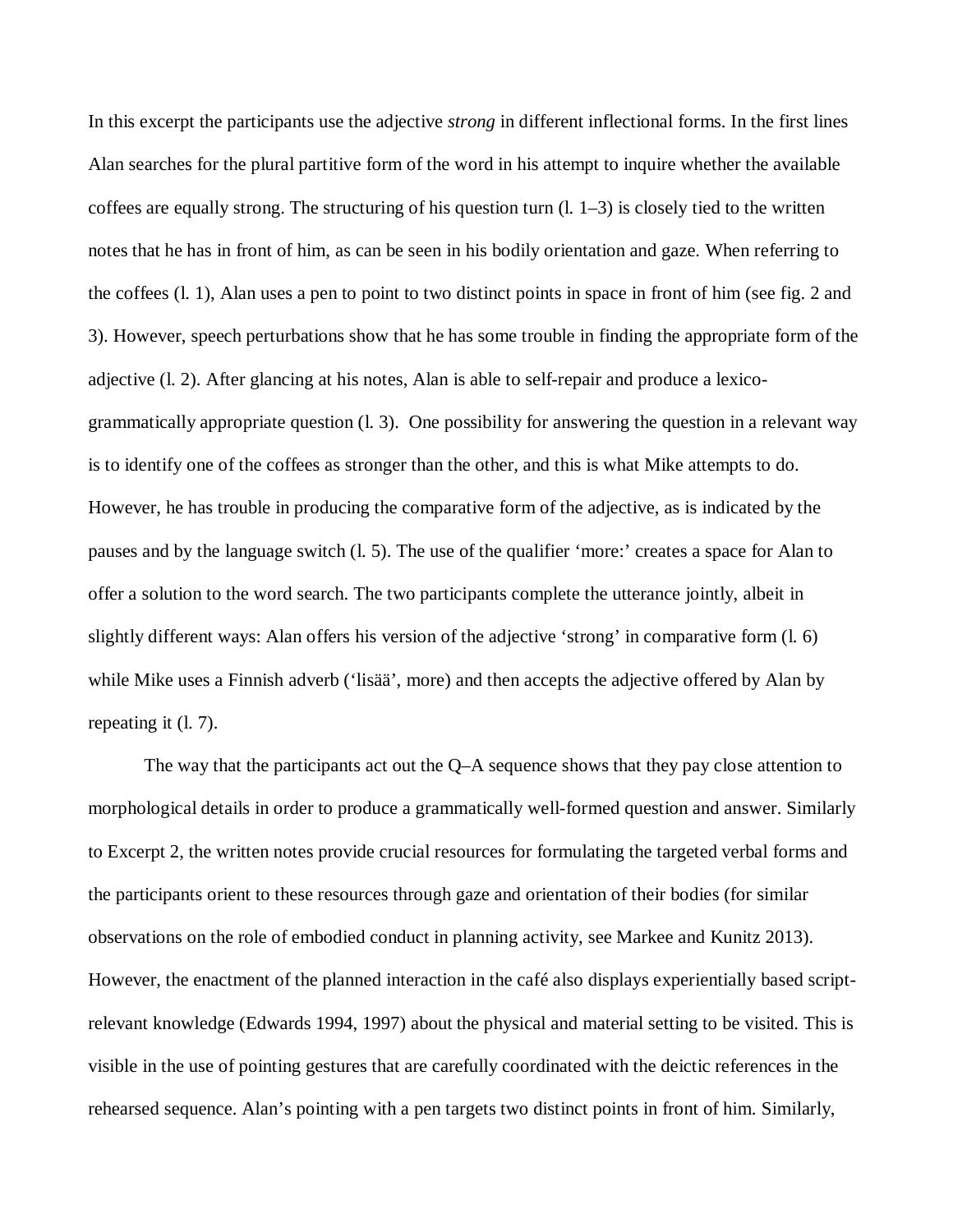In this excerpt the participants use the adjective *strong* in different inflectional forms. In the first lines Alan searches for the plural partitive form of the word in his attempt to inquire whether the available coffees are equally strong. The structuring of his question turn (l. 1–3) is closely tied to the written notes that he has in front of him, as can be seen in his bodily orientation and gaze. When referring to the coffees (l. 1), Alan uses a pen to point to two distinct points in space in front of him (see fig. 2 and 3). However, speech perturbations show that he has some trouble in finding the appropriate form of the adjective (l. 2). After glancing at his notes, Alan is able to self-repair and produce a lexico-grammatically appropriate question (l. 3). One possibility for answering the question in a relevant way is to identify one of the coffees as stronger than the other, and this is what Mike attempts to do. However, he has trouble in producing the comparative form of the adjective, as is indicated by the pauses and by the language switch (l. 5). The use of the qualifier 'more:' creates a space for Alan to offer a solution to the word search. The two participants complete the utterance jointly, albeit in slightly different ways: Alan offers his version of the adjective 'strong' in comparative form (l. 6) while Mike uses a Finnish adverb ('lisää', more) and then accepts the adjective offered by Alan by repeating it (l. 7).

The way that the participants act out the Q–A sequence shows that they pay close attention to morphological details in order to produce a grammatically well-formed question and answer. Similarly to Excerpt 2, the written notes provide crucial resources for formulating the targeted verbal forms and the participants orient to these resources through gaze and orientation of their bodies (for similar observations on the role of embodied conduct in planning activity, see Markee and Kunitz 2013). However, the enactment of the planned interaction in the café also displays experientially based script-relevant knowledge (Edwards 1994, 1997) about the physical and material setting to be visited. This is visible in the use of pointing gestures that are carefully coordinated with the deictic references in the rehearsed sequence. Alan's pointing with a pen targets two distinct points in front of him. Similarly,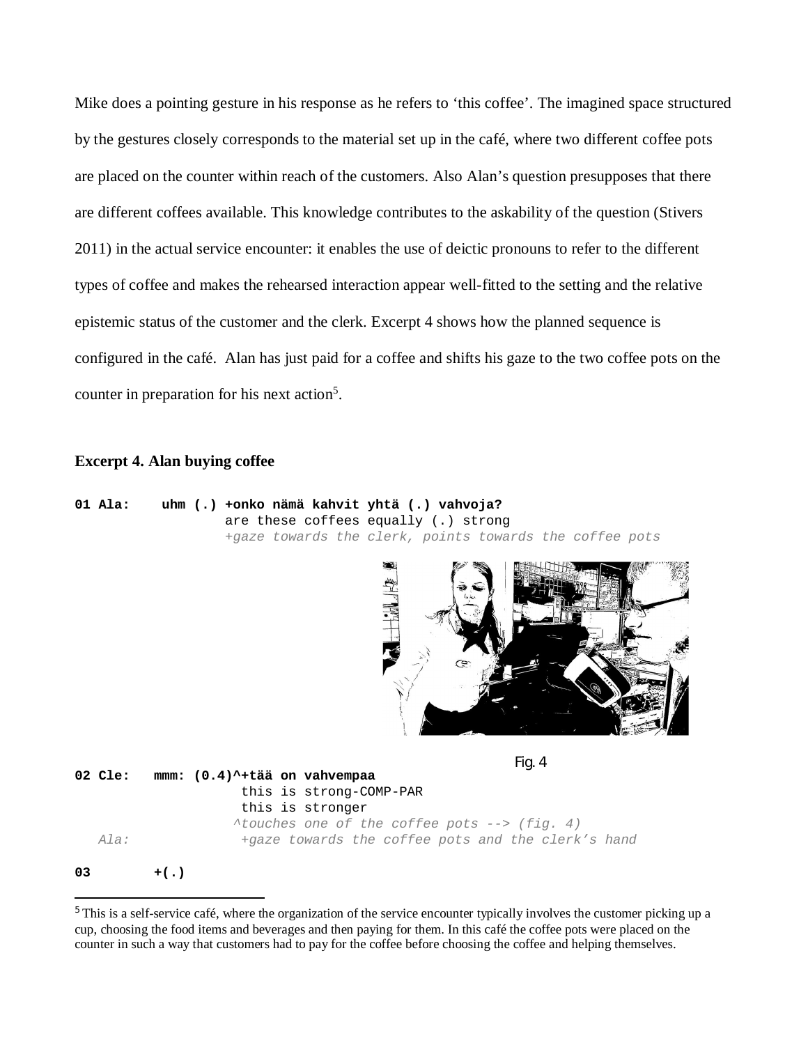Mike does a pointing gesture in his response as he refers to 'this coffee'. The imagined space structured by the gestures closely corresponds to the material set up in the café, where two different coffee pots are placed on the counter within reach of the customers. Also Alan's question presupposes that there are different coffees available. This knowledge contributes to the askability of the question (Stivers 2011) in the actual service encounter: it enables the use of deictic pronouns to refer to the different types of coffee and makes the rehearsed interaction appear well-fitted to the setting and the relative epistemic status of the customer and the clerk. Excerpt 4 shows how the planned sequence is configured in the café. Alan has just paid for a coffee and shifts his gaze to the two coffee pots on the counter in preparation for his next action[5].

**Excerpt 4. Alan buying coffee**

```
01 Ala:    uhm (.) +onko nämä kahvit yhtä (.) vahvoja?
                   are these coffees equally (.) strong
                   +gaze towards the clerk, points towards the coffee pots
```

Fig. 4

```
02 Cle:   mmm: (0.4)^+tää on vahvempaa
                     this is strong-COMP-PAR
                     this is stronger
                    ^touches one of the coffee pots --> (fig. 4)
   Ala:              +gaze towards the coffee pots and the clerk's hand

03        +(.)
```

[5] This is a self-service café, where the organization of the service encounter typically involves the customer picking up a cup, choosing the food items and beverages and then paying for them. In this café the coffee pots were placed on the counter in such a way that customers had to pay for the coffee before choosing the coffee and helping themselves.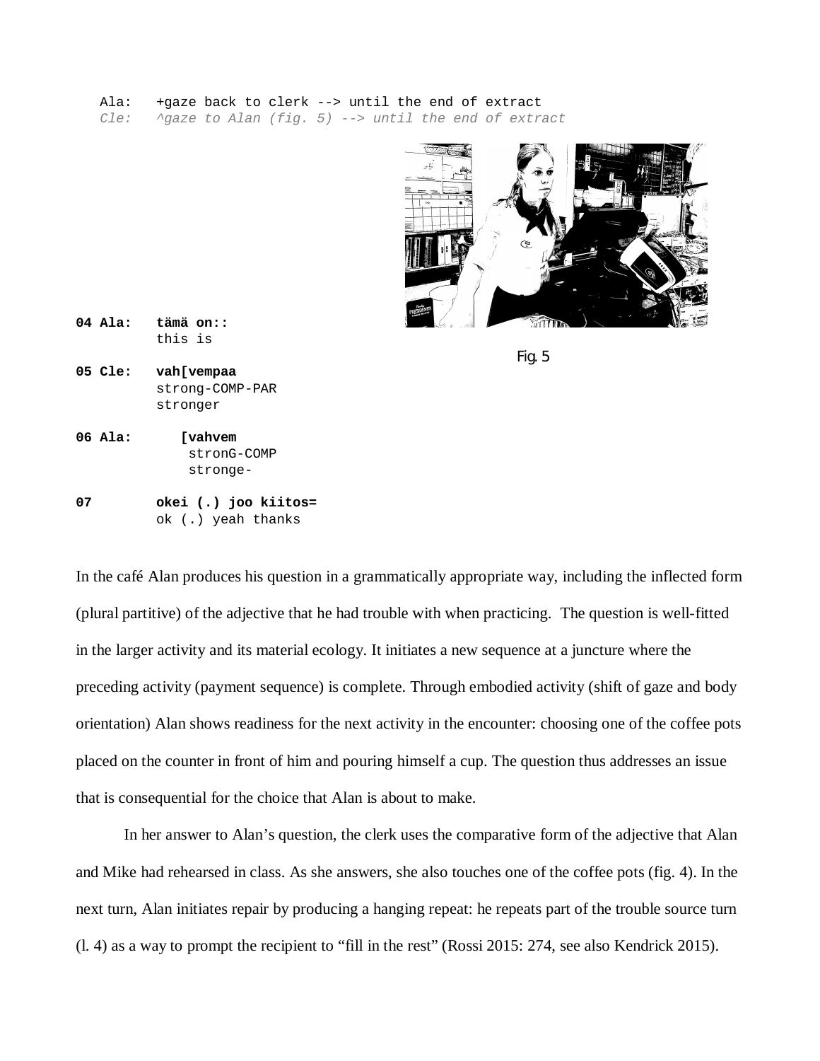```
   Ala:   +gaze back to clerk --> until the end of extract
   Cle:   ^gaze to Alan (fig. 5) --> until the end of extract
```

Fig. 5

```
04 Ala:   tämä on::
          this is

05 Cle:   vah[vempaa
          strong-COMP-PAR
          stronger

06 Ala:      [vahvem
              stronG-COMP
              stronge-

07        okei (.) joo kiitos=
          ok (.) yeah thanks
```

In the café Alan produces his question in a grammatically appropriate way, including the inflected form (plural partitive) of the adjective that he had trouble with when practicing. The question is well-fitted in the larger activity and its material ecology. It initiates a new sequence at a juncture where the preceding activity (payment sequence) is complete. Through embodied activity (shift of gaze and body orientation) Alan shows readiness for the next activity in the encounter: choosing one of the coffee pots placed on the counter in front of him and pouring himself a cup. The question thus addresses an issue that is consequential for the choice that Alan is about to make.

In her answer to Alan's question, the clerk uses the comparative form of the adjective that Alan and Mike had rehearsed in class. As she answers, she also touches one of the coffee pots (fig. 4). In the next turn, Alan initiates repair by producing a hanging repeat: he repeats part of the trouble source turn (l. 4) as a way to prompt the recipient to "fill in the rest" (Rossi 2015: 274, see also Kendrick 2015).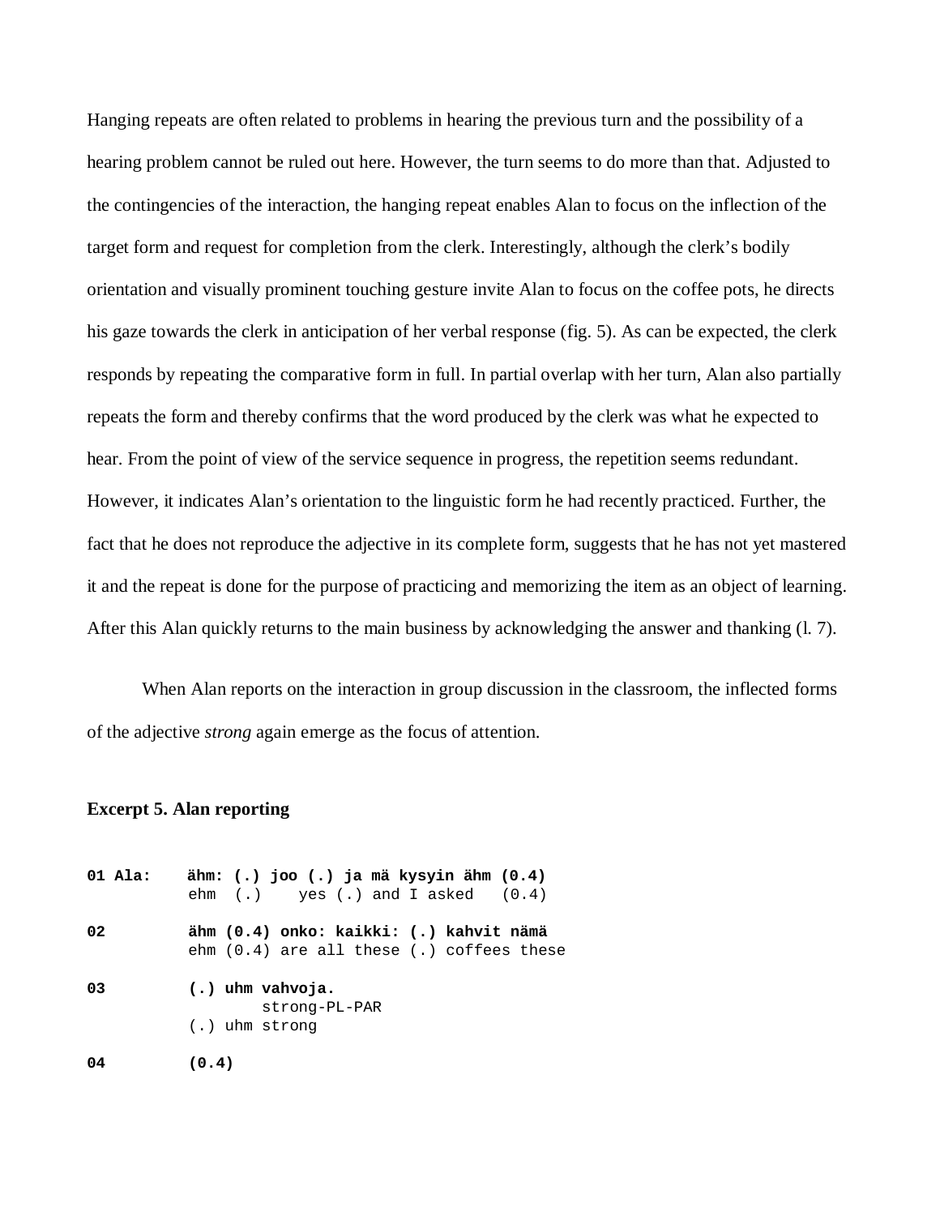Hanging repeats are often related to problems in hearing the previous turn and the possibility of a hearing problem cannot be ruled out here. However, the turn seems to do more than that. Adjusted to the contingencies of the interaction, the hanging repeat enables Alan to focus on the inflection of the target form and request for completion from the clerk. Interestingly, although the clerk's bodily orientation and visually prominent touching gesture invite Alan to focus on the coffee pots, he directs his gaze towards the clerk in anticipation of her verbal response (fig. 5). As can be expected, the clerk responds by repeating the comparative form in full. In partial overlap with her turn, Alan also partially repeats the form and thereby confirms that the word produced by the clerk was what he expected to hear. From the point of view of the service sequence in progress, the repetition seems redundant. However, it indicates Alan's orientation to the linguistic form he had recently practiced. Further, the fact that he does not reproduce the adjective in its complete form, suggests that he has not yet mastered it and the repeat is done for the purpose of practicing and memorizing the item as an object of learning. After this Alan quickly returns to the main business by acknowledging the answer and thanking (l. 7).

When Alan reports on the interaction in group discussion in the classroom, the inflected forms of the adjective *strong* again emerge as the focus of attention.

**Excerpt 5. Alan reporting**

```
01 Ala:    ähm: (.) joo (.) ja mä kysyin ähm (0.4)
           ehm  (.)    yes (.) and I asked   (0.4)

02         ähm (0.4) onko: kaikki: (.) kahvit nämä
           ehm (0.4) are all these (.) coffees these

03         (.) uhm vahvoja.
                   strong-PL-PAR
           (.) uhm strong

04         (0.4)
```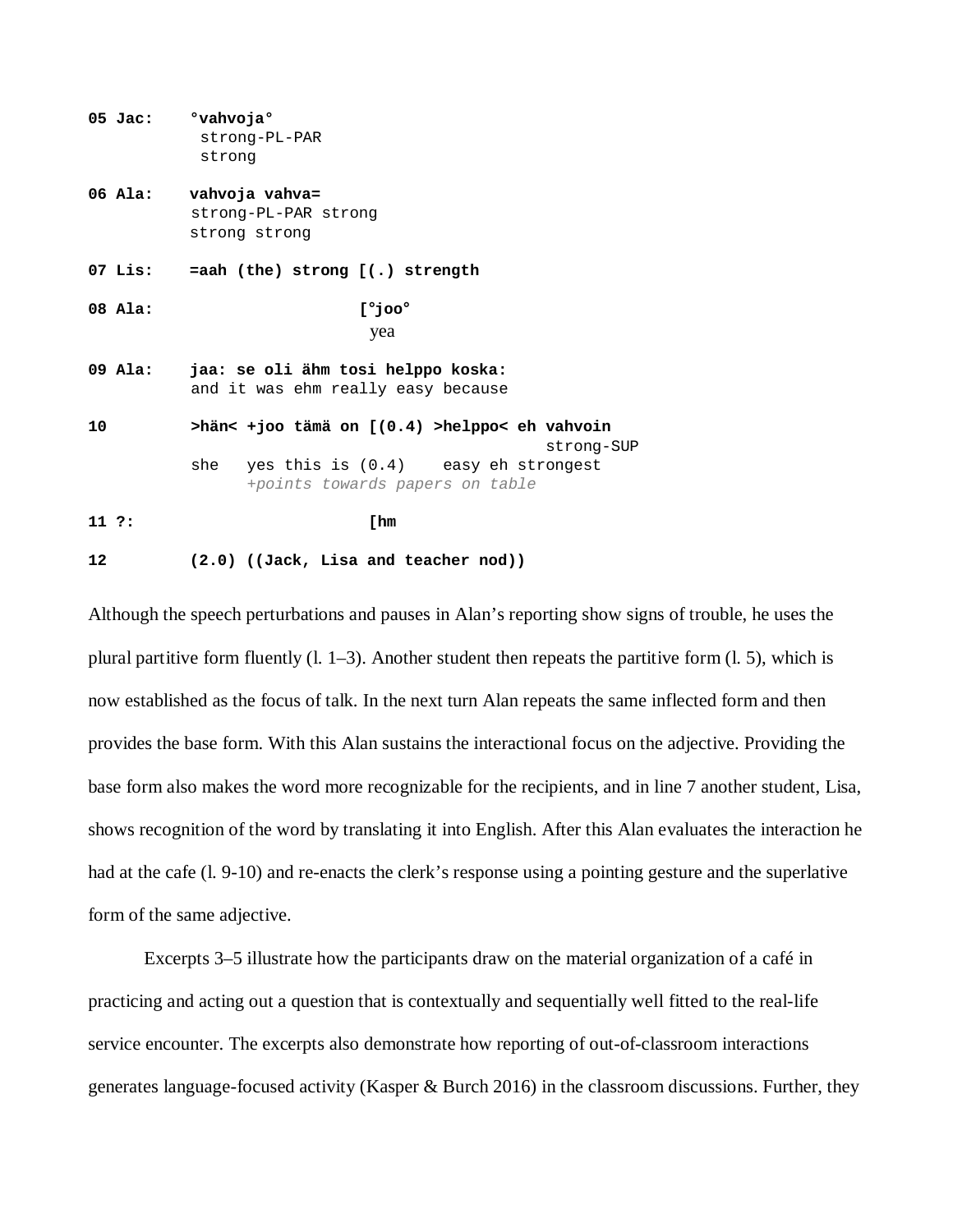```
05 Jac:    °vahvoja°
            strong-PL-PAR
            strong

06 Ala:    vahvoja vahva=
           strong-PL-PAR strong
           strong strong

07 Lis:    =aah (the) strong [(.) strength

08 Ala:                      [°joo°
                              yea

09 Ala:    jaa: se oli ähm tosi helppo koska:
           and it was ehm really easy because

10         >hän< +joo tämä on [(0.4) >helppo< eh vahvoin
                                                 strong-SUP
           she   yes this is (0.4)    easy eh strongest
                 +points towards papers on table

11 ?:                         [hm

12         (2.0) ((Jack, Lisa and teacher nod))
```

Although the speech perturbations and pauses in Alan's reporting show signs of trouble, he uses the plural partitive form fluently (l. 1–3). Another student then repeats the partitive form (l. 5), which is now established as the focus of talk. In the next turn Alan repeats the same inflected form and then provides the base form. With this Alan sustains the interactional focus on the adjective. Providing the base form also makes the word more recognizable for the recipients, and in line 7 another student, Lisa, shows recognition of the word by translating it into English. After this Alan evaluates the interaction he had at the cafe (l. 9-10) and re-enacts the clerk's response using a pointing gesture and the superlative form of the same adjective.

Excerpts 3–5 illustrate how the participants draw on the material organization of a café in practicing and acting out a question that is contextually and sequentially well fitted to the real-life service encounter. The excerpts also demonstrate how reporting of out-of-classroom interactions generates language-focused activity (Kasper & Burch 2016) in the classroom discussions. Further, they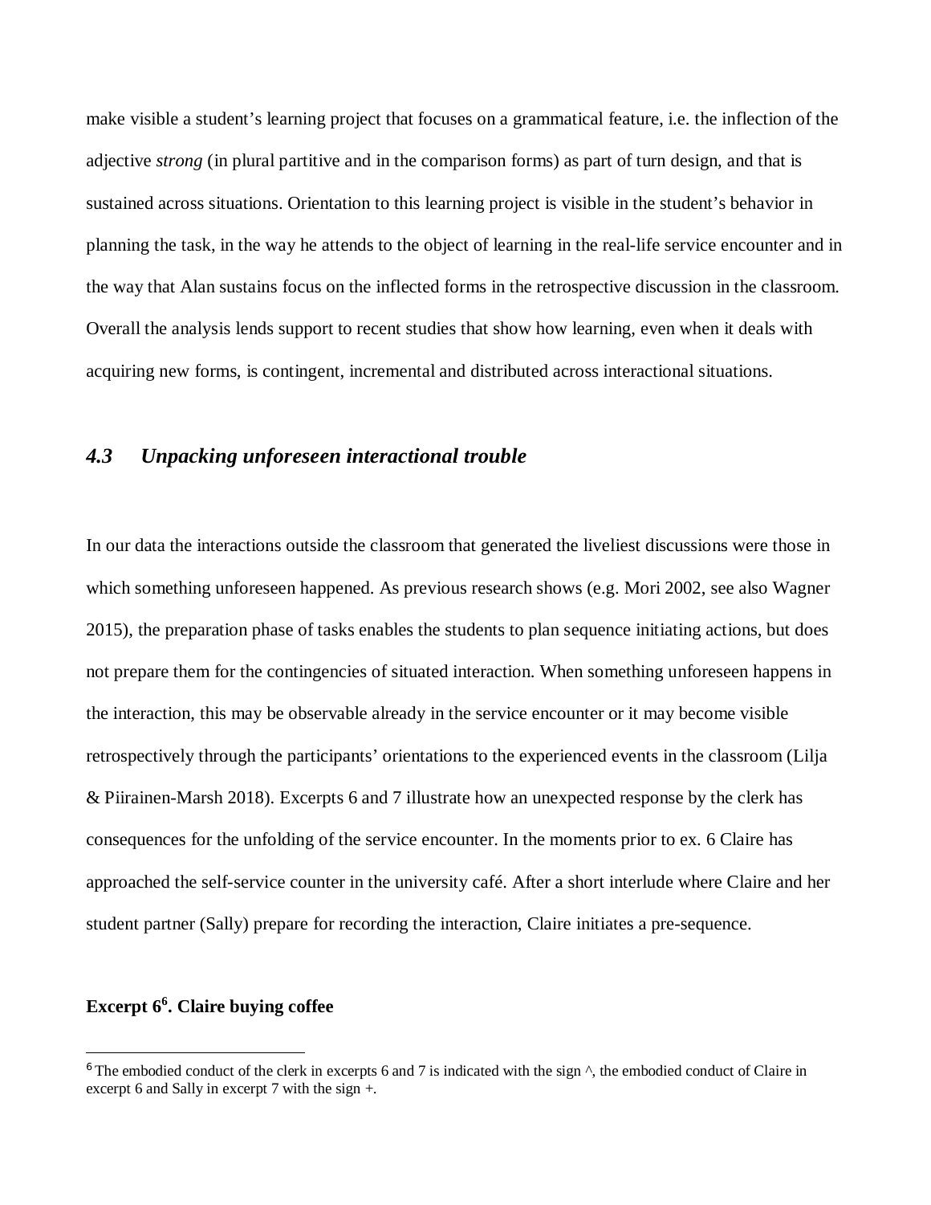make visible a student's learning project that focuses on a grammatical feature, i.e. the inflection of the adjective *strong* (in plural partitive and in the comparison forms) as part of turn design, and that is sustained across situations. Orientation to this learning project is visible in the student's behavior in planning the task, in the way he attends to the object of learning in the real-life service encounter and in the way that Alan sustains focus on the inflected forms in the retrospective discussion in the classroom. Overall the analysis lends support to recent studies that show how learning, even when it deals with acquiring new forms, is contingent, incremental and distributed across interactional situations.

### *4.3 Unpacking unforeseen interactional trouble*

In our data the interactions outside the classroom that generated the liveliest discussions were those in which something unforeseen happened. As previous research shows (e.g. Mori 2002, see also Wagner 2015), the preparation phase of tasks enables the students to plan sequence initiating actions, but does not prepare them for the contingencies of situated interaction. When something unforeseen happens in the interaction, this may be observable already in the service encounter or it may become visible retrospectively through the participants' orientations to the experienced events in the classroom (Lilja & Piirainen-Marsh 2018). Excerpts 6 and 7 illustrate how an unexpected response by the clerk has consequences for the unfolding of the service encounter. In the moments prior to ex. 6 Claire has approached the self-service counter in the university café. After a short interlude where Claire and her student partner (Sally) prepare for recording the interaction, Claire initiates a pre-sequence.

**Excerpt 6[6]. Claire buying coffee**

---

[6] The embodied conduct of the clerk in excerpts 6 and 7 is indicated with the sign ^, the embodied conduct of Claire in excerpt 6 and Sally in excerpt 7 with the sign +.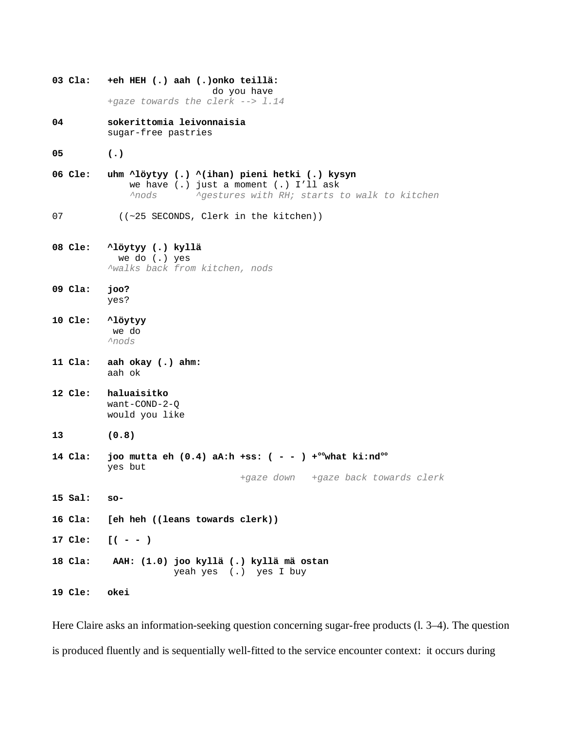```
03 Cla:   +eh HEH (.) aah (.)onko teillä:
                             do you have
          +gaze towards the clerk --> l.14

04        sokerittomia leivonnaisia
          sugar-free pastries

05        (.)

06 Cle:   uhm ^löytyy (.) ^(ihan) pieni hetki (.) kysyn
              we have (.) just a moment (.) I'll ask
              ^nods       ^gestures with RH; starts to walk to kitchen

07          ((~25 SECONDS, Clerk in the kitchen))

08 Cle:   ^löytyy (.) kyllä
            we do (.) yes
          ^walks back from kitchen, nods

09 Cla:   joo?
          yes?

10 Cle:   ^löytyy
           we do
          ^nods

11 Cla:   aah okay (.) ahm:
          aah ok

12 Cle:   haluaisitko
          want-COND-2-Q
          would you like

13        (0.8)

14 Cla:   joo mutta eh (0.4) aA:h +ss: ( - - ) +°°what ki:nd°°
          yes but
                                  +gaze down   +gaze back towards clerk

15 Sal:   so-

16 Cla:   [eh heh ((leans towards clerk))

17 Cle:   [( - - )

18 Cla:    AAH: (1.0) joo kyllä (.) kyllä mä ostan
                      yeah yes  (.)  yes I buy

19 Cle:   okei
```

Here Claire asks an information-seeking question concerning sugar-free products (l. 3–4). The question is produced fluently and is sequentially well-fitted to the service encounter context: it occurs during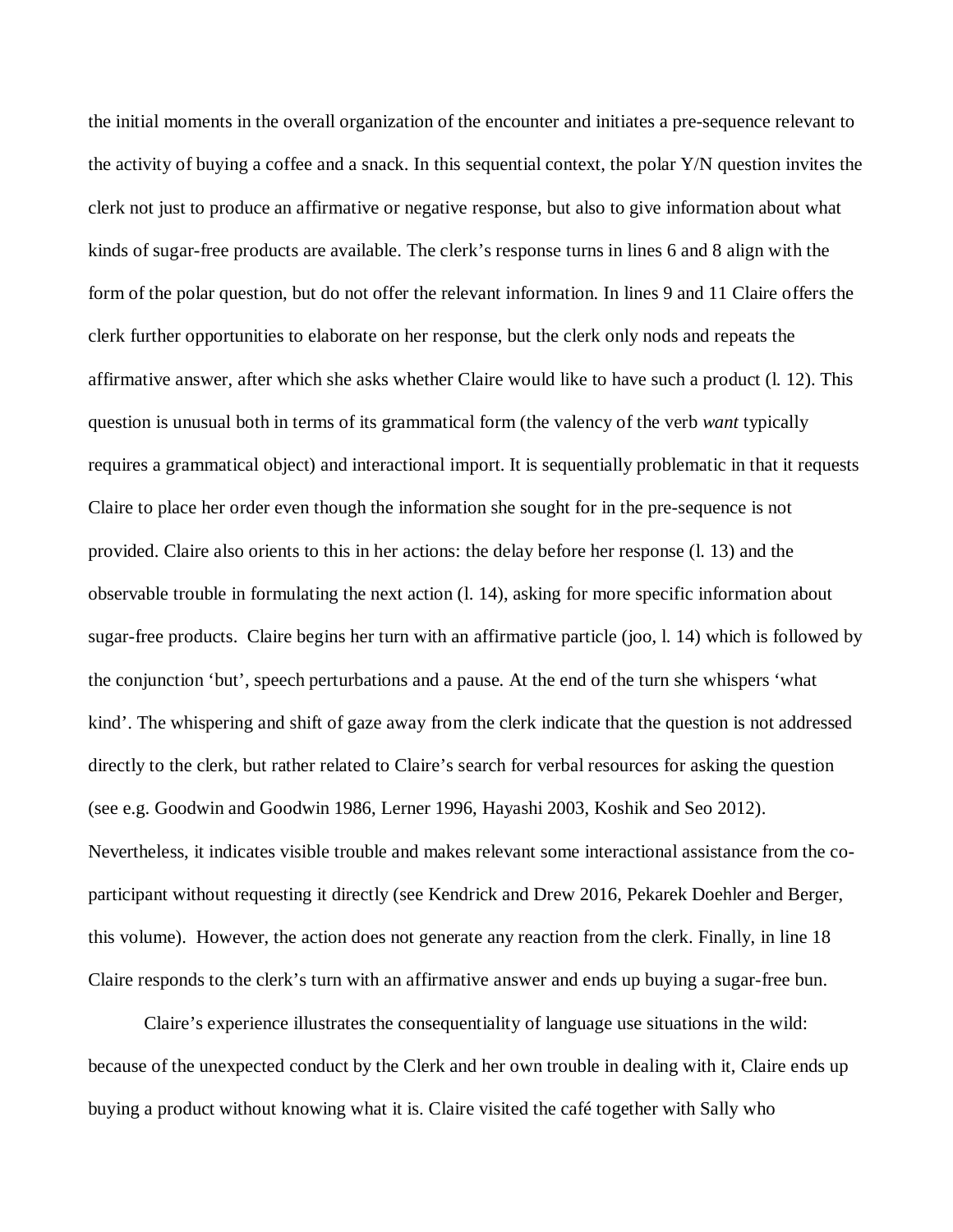the initial moments in the overall organization of the encounter and initiates a pre-sequence relevant to the activity of buying a coffee and a snack. In this sequential context, the polar Y/N question invites the clerk not just to produce an affirmative or negative response, but also to give information about what kinds of sugar-free products are available. The clerk's response turns in lines 6 and 8 align with the form of the polar question, but do not offer the relevant information. In lines 9 and 11 Claire offers the clerk further opportunities to elaborate on her response, but the clerk only nods and repeats the affirmative answer, after which she asks whether Claire would like to have such a product (l. 12). This question is unusual both in terms of its grammatical form (the valency of the verb *want* typically requires a grammatical object) and interactional import. It is sequentially problematic in that it requests Claire to place her order even though the information she sought for in the pre-sequence is not provided. Claire also orients to this in her actions: the delay before her response (l. 13) and the observable trouble in formulating the next action (l. 14), asking for more specific information about sugar-free products. Claire begins her turn with an affirmative particle (joo, l. 14) which is followed by the conjunction 'but', speech perturbations and a pause. At the end of the turn she whispers 'what kind'. The whispering and shift of gaze away from the clerk indicate that the question is not addressed directly to the clerk, but rather related to Claire's search for verbal resources for asking the question (see e.g. Goodwin and Goodwin 1986, Lerner 1996, Hayashi 2003, Koshik and Seo 2012). Nevertheless, it indicates visible trouble and makes relevant some interactional assistance from the co-participant without requesting it directly (see Kendrick and Drew 2016, Pekarek Doehler and Berger, this volume). However, the action does not generate any reaction from the clerk. Finally, in line 18 Claire responds to the clerk's turn with an affirmative answer and ends up buying a sugar-free bun.

Claire's experience illustrates the consequentiality of language use situations in the wild: because of the unexpected conduct by the Clerk and her own trouble in dealing with it, Claire ends up buying a product without knowing what it is. Claire visited the café together with Sally who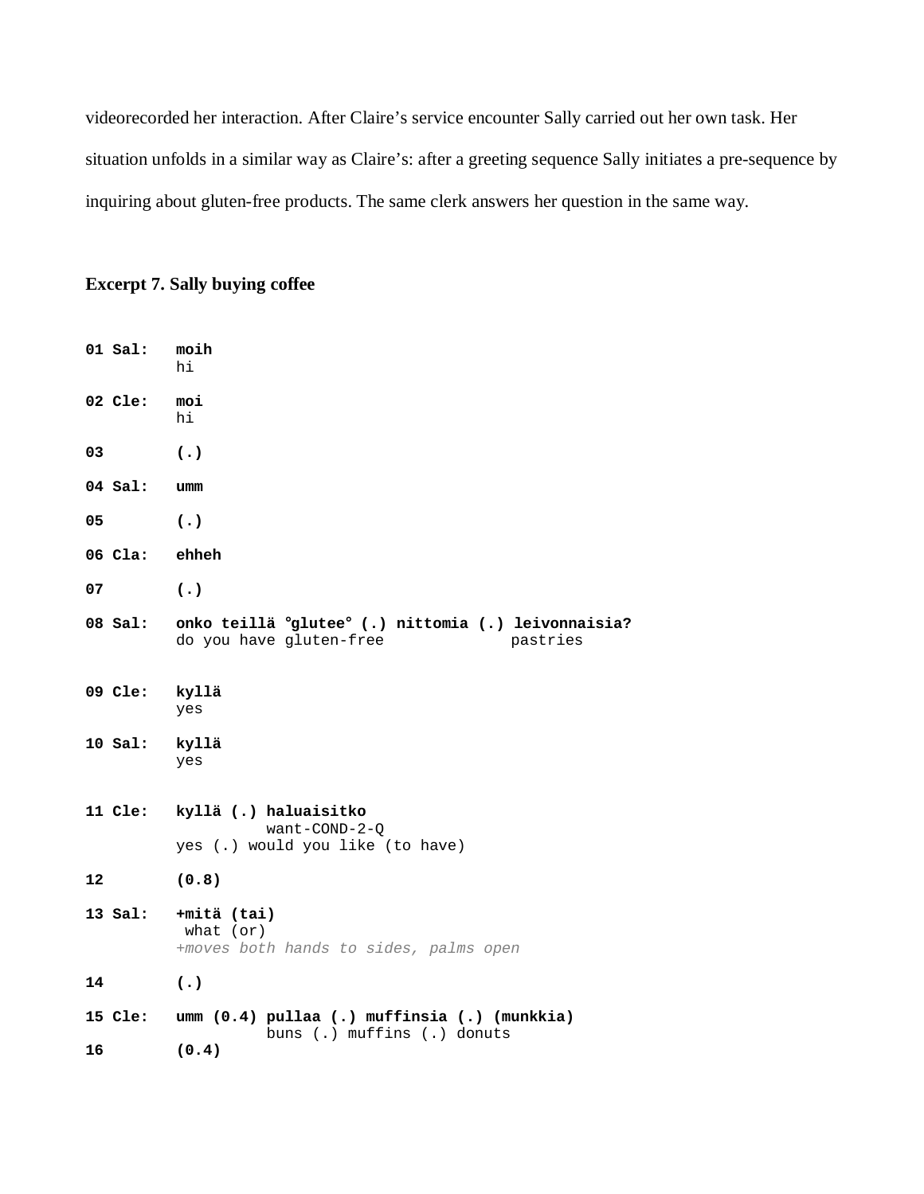videorecorded her interaction. After Claire's service encounter Sally carried out her own task. Her situation unfolds in a similar way as Claire's: after a greeting sequence Sally initiates a pre-sequence by inquiring about gluten-free products. The same clerk answers her question in the same way.

**Excerpt 7. Sally buying coffee**

```
01 Sal:   moih
          hi

02 Cle:   moi
          hi

03        (.)

04 Sal:   umm

05        (.)

06 Cla:   ehheh

07        (.)

08 Sal:   onko teillä °glutee° (.) nittomia (.) leivonnaisia?
          do you have gluten-free              pastries

09 Cle:   kyllä
          yes

10 Sal:   kyllä
          yes

11 Cle:   kyllä (.) haluaisitko
                    want-COND-2-Q
          yes (.) would you like (to have)

12        (0.8)

13 Sal:   +mitä (tai)
           what (or)
          +moves both hands to sides, palms open

14        (.)

15 Cle:   umm (0.4) pullaa (.) muffinsia (.) (munkkia)
                    buns (.) muffins (.) donuts
16        (0.4)
```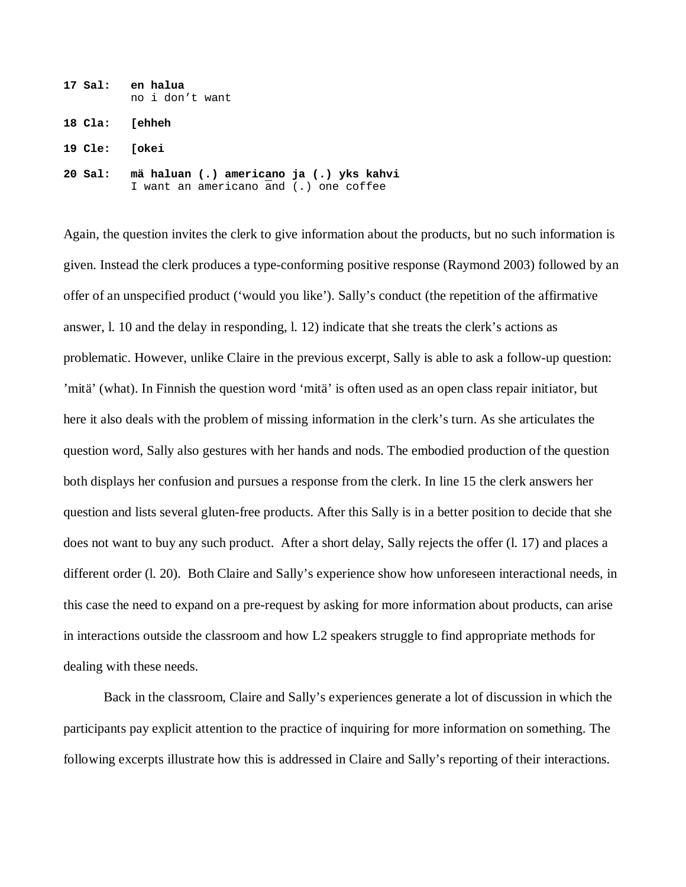```
17 Sal:   en halua
          no i don't want

18 Cla:   [ehheh

19 Cle:   [okei

20 Sal:   mä haluan (.) americano ja (.) yks kahvi
          I want an americano and (.) one coffee
```

Again, the question invites the clerk to give information about the products, but no such information is given. Instead the clerk produces a type-conforming positive response (Raymond 2003) followed by an offer of an unspecified product ('would you like'). Sally's conduct (the repetition of the affirmative answer, l. 10 and the delay in responding, l. 12) indicate that she treats the clerk's actions as problematic. However, unlike Claire in the previous excerpt, Sally is able to ask a follow-up question: 'mitä' (what). In Finnish the question word 'mitä' is often used as an open class repair initiator, but here it also deals with the problem of missing information in the clerk's turn. As she articulates the question word, Sally also gestures with her hands and nods. The embodied production of the question both displays her confusion and pursues a response from the clerk. In line 15 the clerk answers her question and lists several gluten-free products. After this Sally is in a better position to decide that she does not want to buy any such product. After a short delay, Sally rejects the offer (l. 17) and places a different order (l. 20). Both Claire and Sally's experience show how unforeseen interactional needs, in this case the need to expand on a pre-request by asking for more information about products, can arise in interactions outside the classroom and how L2 speakers struggle to find appropriate methods for dealing with these needs.

Back in the classroom, Claire and Sally's experiences generate a lot of discussion in which the participants pay explicit attention to the practice of inquiring for more information on something. The following excerpts illustrate how this is addressed in Claire and Sally's reporting of their interactions.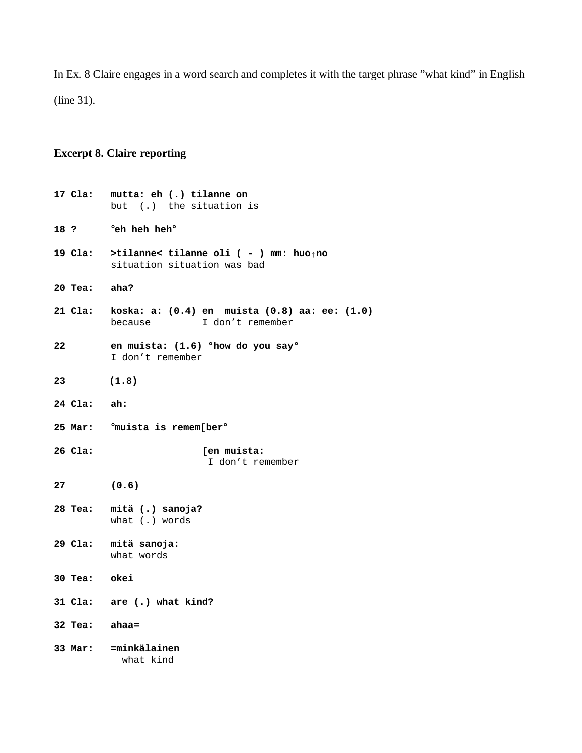In Ex. 8 Claire engages in a word search and completes it with the target phrase "what kind" in English (line 31).

**Excerpt 8. Claire reporting**

```
17 Cla:   mutta: eh (.) tilanne on
          but  (.)  the situation is

18 ?      °eh heh heh°

19 Cla:   >tilanne< tilanne oli ( - ) mm: huo↑no
          situation situation was bad

20 Tea:   aha?

21 Cla:   koska: a: (0.4) en  muista (0.8) aa: ee: (1.0)
          because         I don't remember

22        en muista: (1.6) °how do you say°
          I don't remember

23        (1.8)

24 Cla:   ah:

25 Mar:   °muista is remem[ber°

26 Cla:                   [en muista:
                           I don't remember

27        (0.6)

28 Tea:   mitä (.) sanoja?
          what (.) words

29 Cla:   mitä sanoja:
          what words

30 Tea:   okei

31 Cla:   are (.) what kind?

32 Tea:   ahaa=

33 Mar:   =minkälainen
            what kind
```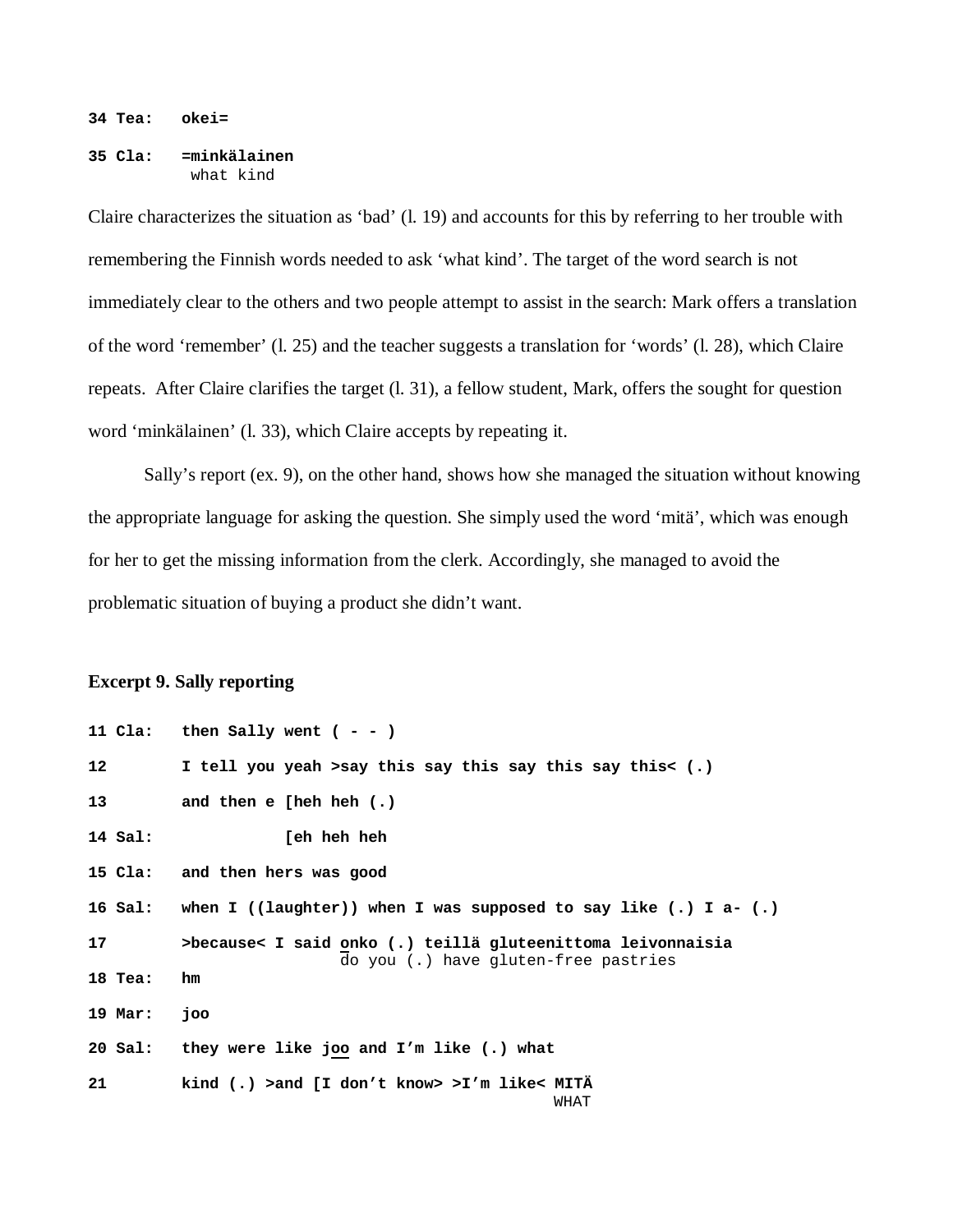```
34 Tea:   okei=

35 Cla:   =minkälainen
           what kind
```

Claire characterizes the situation as 'bad' (l. 19) and accounts for this by referring to her trouble with remembering the Finnish words needed to ask 'what kind'. The target of the word search is not immediately clear to the others and two people attempt to assist in the search: Mark offers a translation of the word 'remember' (l. 25) and the teacher suggests a translation for 'words' (l. 28), which Claire repeats. After Claire clarifies the target (l. 31), a fellow student, Mark, offers the sought for question word 'minkälainen' (l. 33), which Claire accepts by repeating it.

Sally's report (ex. 9), on the other hand, shows how she managed the situation without knowing the appropriate language for asking the question. She simply used the word 'mitä', which was enough for her to get the missing information from the clerk. Accordingly, she managed to avoid the problematic situation of buying a product she didn't want.

**Excerpt 9. Sally reporting**

```
11 Cla:   then Sally went ( - - )

12        I tell you yeah >say this say this say this say this< (.)

13        and then e [heh heh (.)

14 Sal:              [eh heh heh

15 Cla:   and then hers was good

16 Sal:   when I ((laughter)) when I was supposed to say like (.) I a- (.)

17        >because< I said onko (.) teillä gluteenittoma leivonnaisia
                           do you (.) have gluten-free pastries
18 Tea:   hm

19 Mar:   joo

20 Sal:   they were like joo and I'm like (.) what

21        kind (.) >and [I don't know> >I'm like< MITÄ
                                                  WHAT
```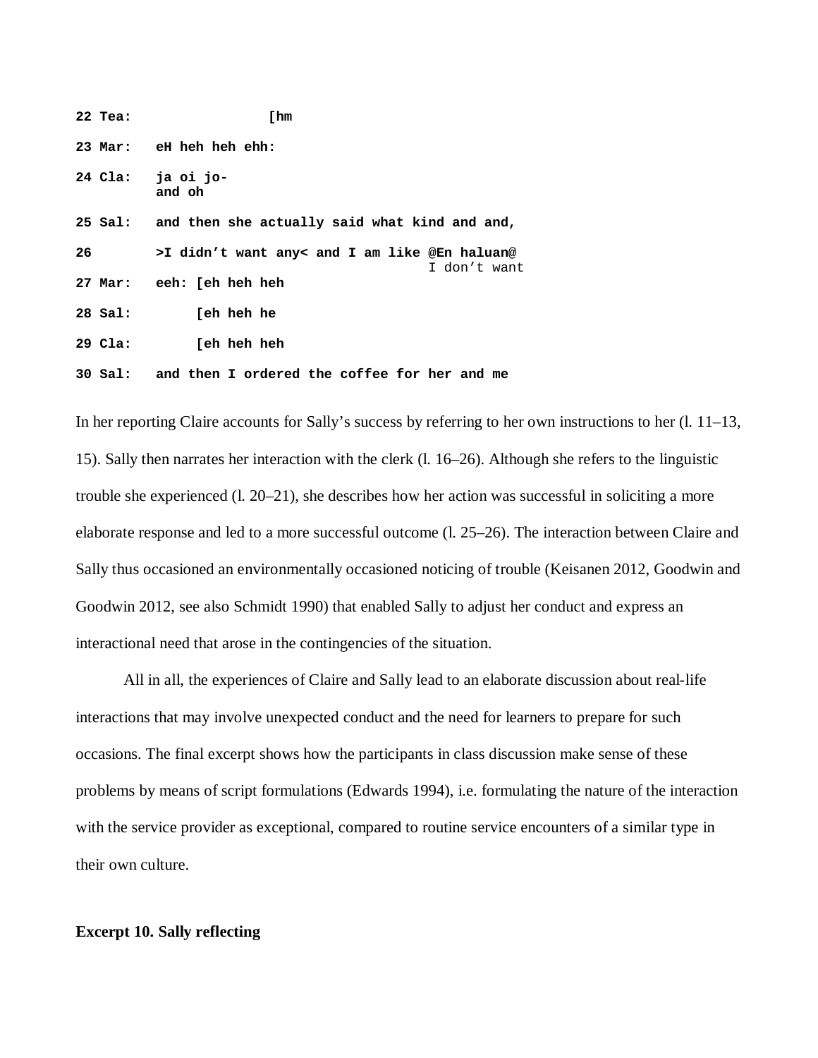```
22 Tea:              [hm

23 Mar:   eH heh heh ehh:

24 Cla:   ja oi jo-
          and oh

25 Sal:   and then she actually said what kind and and,

26        >I didn't want any< and I am like @En haluan@
                                             I don't want
27 Mar:   eeh: [eh heh heh

28 Sal:        [eh heh he

29 Cla:        [eh heh heh

30 Sal:   and then I ordered the coffee for her and me
```

In her reporting Claire accounts for Sally's success by referring to her own instructions to her (l. 11–13, 15). Sally then narrates her interaction with the clerk (l. 16–26). Although she refers to the linguistic trouble she experienced (l. 20–21), she describes how her action was successful in soliciting a more elaborate response and led to a more successful outcome (l. 25–26). The interaction between Claire and Sally thus occasioned an environmentally occasioned noticing of trouble (Keisanen 2012, Goodwin and Goodwin 2012, see also Schmidt 1990) that enabled Sally to adjust her conduct and express an interactional need that arose in the contingencies of the situation.

All in all, the experiences of Claire and Sally lead to an elaborate discussion about real-life interactions that may involve unexpected conduct and the need for learners to prepare for such occasions. The final excerpt shows how the participants in class discussion make sense of these problems by means of script formulations (Edwards 1994), i.e. formulating the nature of the interaction with the service provider as exceptional, compared to routine service encounters of a similar type in their own culture.

**Excerpt 10. Sally reflecting**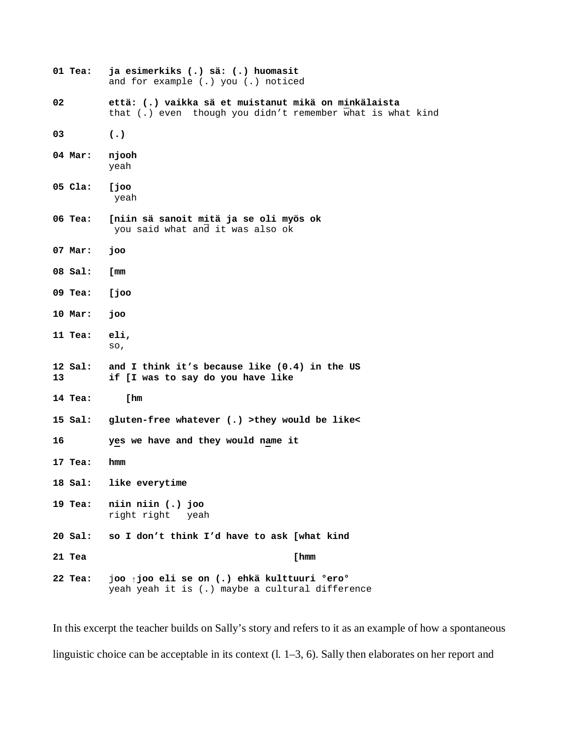```
01 Tea:   ja esimerkiks (.) sä: (.) huomasit
          and for example (.) you (.) noticed

02        että: (.) vaikka sä et muistanut mikä on minkälaista
          that (.) even  though you didn't remember what is what kind

03        (.)

04 Mar:   njooh
          yeah

05 Cla:   [joo
           yeah

06 Tea:   [niin sä sanoit mitä ja se oli myös ok
           you said what and it was also ok

07 Mar:   joo

08 Sal:   [mm

09 Tea:   [joo

10 Mar:   joo

11 Tea:   eli,
          so,

12 Sal:   and I think it's because like (0.4) in the US
13        if [I was to say do you have like

14 Tea:      [hm

15 Sal:   gluten-free whatever (.) >they would be like<

16        yes we have and they would name it

17 Tea:   hmm

18 Sal:   like everytime

19 Tea:   niin niin (.) joo
          right right   yeah

20 Sal:   so I don't think I'd have to ask [what kind

21 Tea                                    [hmm

22 Tea:   joo ↑joo eli se on (.) ehkä kulttuuri °ero°
          yeah yeah it is (.) maybe a cultural difference
```

In this excerpt the teacher builds on Sally's story and refers to it as an example of how a spontaneous linguistic choice can be acceptable in its context (l. 1–3, 6). Sally then elaborates on her report and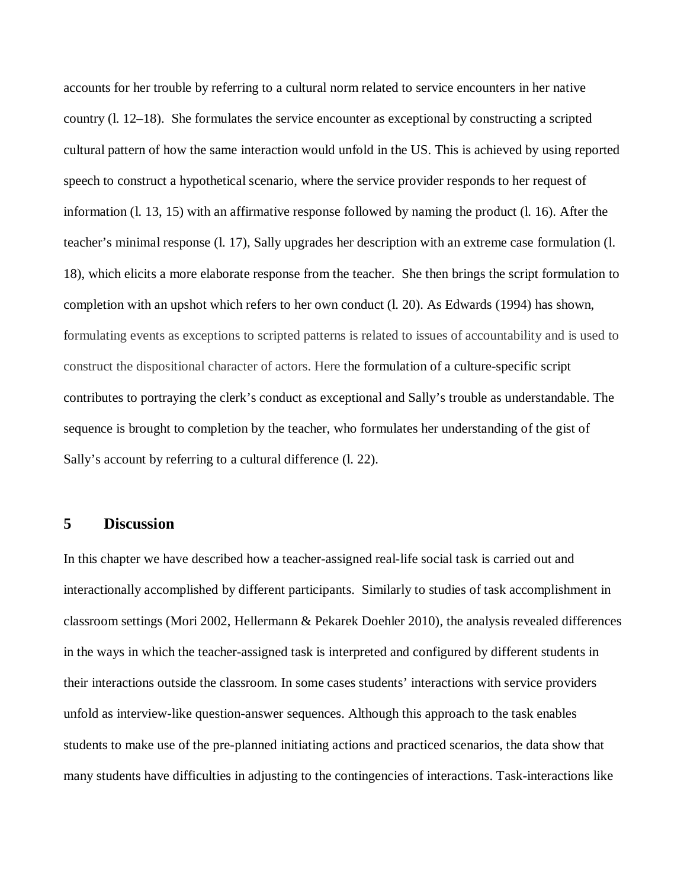accounts for her trouble by referring to a cultural norm related to service encounters in her native country (l. 12–18). She formulates the service encounter as exceptional by constructing a scripted cultural pattern of how the same interaction would unfold in the US. This is achieved by using reported speech to construct a hypothetical scenario, where the service provider responds to her request of information (l. 13, 15) with an affirmative response followed by naming the product (l. 16). After the teacher's minimal response (l. 17), Sally upgrades her description with an extreme case formulation (l. 18), which elicits a more elaborate response from the teacher. She then brings the script formulation to completion with an upshot which refers to her own conduct (l. 20). As Edwards (1994) has shown, formulating events as exceptions to scripted patterns is related to issues of accountability and is used to construct the dispositional character of actors. Here the formulation of a culture-specific script contributes to portraying the clerk's conduct as exceptional and Sally's trouble as understandable. The sequence is brought to completion by the teacher, who formulates her understanding of the gist of Sally's account by referring to a cultural difference (l. 22).

## 5 Discussion

In this chapter we have described how a teacher-assigned real-life social task is carried out and interactionally accomplished by different participants. Similarly to studies of task accomplishment in classroom settings (Mori 2002, Hellermann & Pekarek Doehler 2010), the analysis revealed differences in the ways in which the teacher-assigned task is interpreted and configured by different students in their interactions outside the classroom. In some cases students' interactions with service providers unfold as interview-like question-answer sequences. Although this approach to the task enables students to make use of the pre-planned initiating actions and practiced scenarios, the data show that many students have difficulties in adjusting to the contingencies of interactions. Task-interactions like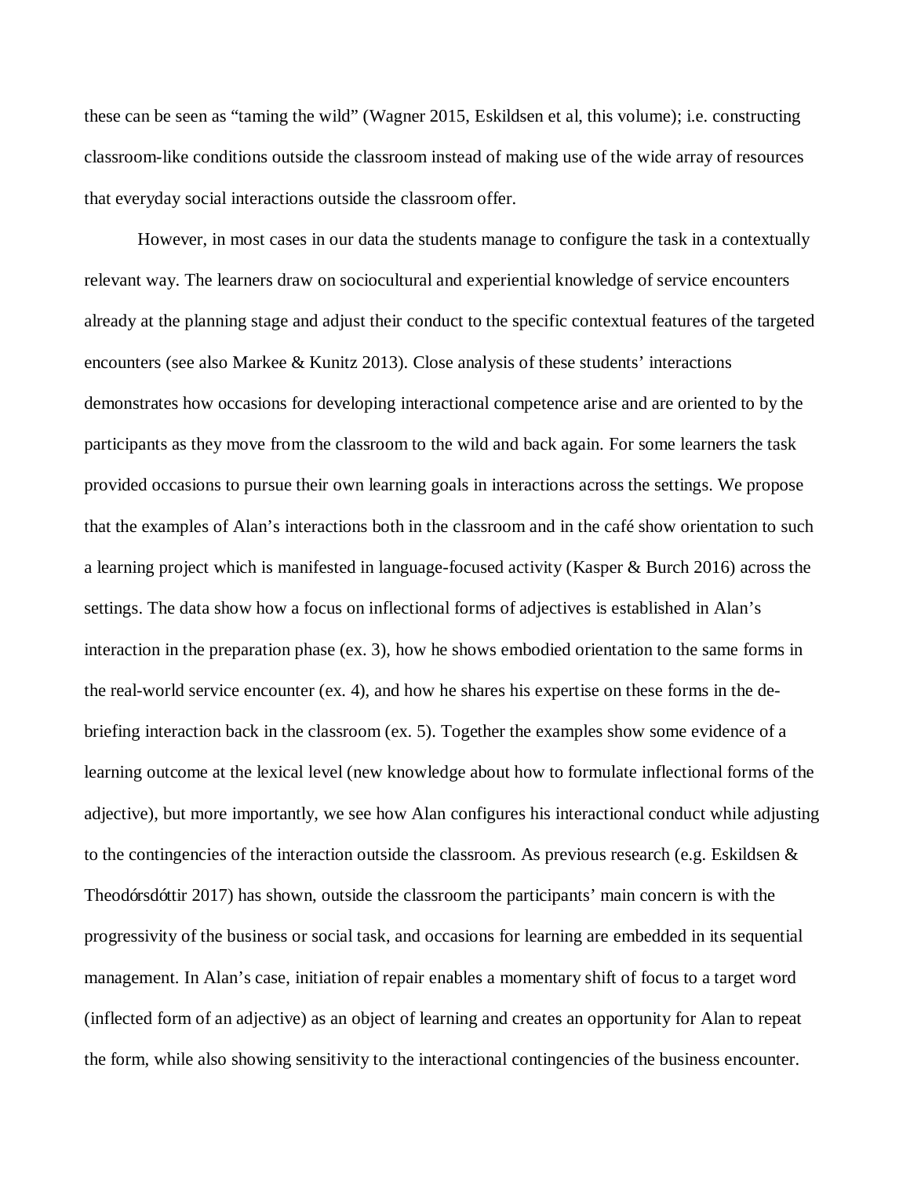these can be seen as "taming the wild" (Wagner 2015, Eskildsen et al, this volume); i.e. constructing classroom-like conditions outside the classroom instead of making use of the wide array of resources that everyday social interactions outside the classroom offer.

However, in most cases in our data the students manage to configure the task in a contextually relevant way. The learners draw on sociocultural and experiential knowledge of service encounters already at the planning stage and adjust their conduct to the specific contextual features of the targeted encounters (see also Markee & Kunitz 2013). Close analysis of these students' interactions demonstrates how occasions for developing interactional competence arise and are oriented to by the participants as they move from the classroom to the wild and back again. For some learners the task provided occasions to pursue their own learning goals in interactions across the settings. We propose that the examples of Alan's interactions both in the classroom and in the café show orientation to such a learning project which is manifested in language-focused activity (Kasper & Burch 2016) across the settings. The data show how a focus on inflectional forms of adjectives is established in Alan's interaction in the preparation phase (ex. 3), how he shows embodied orientation to the same forms in the real-world service encounter (ex. 4), and how he shares his expertise on these forms in the de-briefing interaction back in the classroom (ex. 5). Together the examples show some evidence of a learning outcome at the lexical level (new knowledge about how to formulate inflectional forms of the adjective), but more importantly, we see how Alan configures his interactional conduct while adjusting to the contingencies of the interaction outside the classroom. As previous research (e.g. Eskildsen & Theodórsdóttir 2017) has shown, outside the classroom the participants' main concern is with the progressivity of the business or social task, and occasions for learning are embedded in its sequential management. In Alan's case, initiation of repair enables a momentary shift of focus to a target word (inflected form of an adjective) as an object of learning and creates an opportunity for Alan to repeat the form, while also showing sensitivity to the interactional contingencies of the business encounter.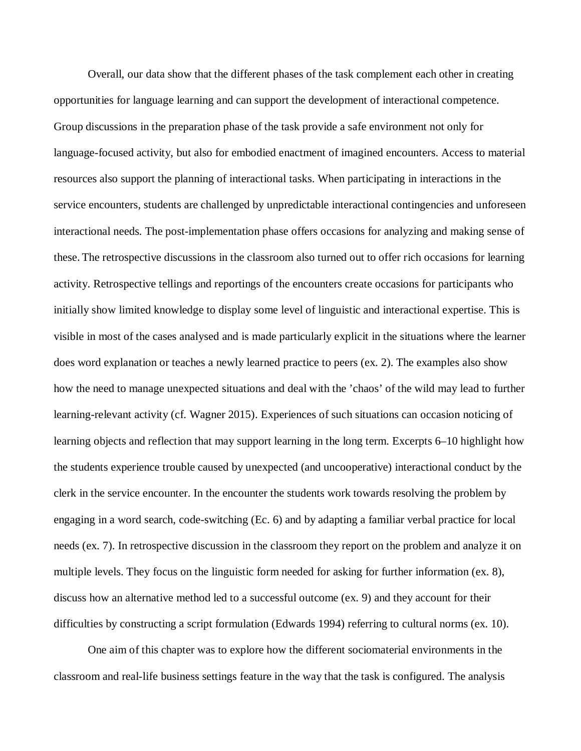Overall, our data show that the different phases of the task complement each other in creating opportunities for language learning and can support the development of interactional competence. Group discussions in the preparation phase of the task provide a safe environment not only for language-focused activity, but also for embodied enactment of imagined encounters. Access to material resources also support the planning of interactional tasks. When participating in interactions in the service encounters, students are challenged by unpredictable interactional contingencies and unforeseen interactional needs. The post-implementation phase offers occasions for analyzing and making sense of these. The retrospective discussions in the classroom also turned out to offer rich occasions for learning activity. Retrospective tellings and reportings of the encounters create occasions for participants who initially show limited knowledge to display some level of linguistic and interactional expertise. This is visible in most of the cases analysed and is made particularly explicit in the situations where the learner does word explanation or teaches a newly learned practice to peers (ex. 2). The examples also show how the need to manage unexpected situations and deal with the 'chaos' of the wild may lead to further learning-relevant activity (cf. Wagner 2015). Experiences of such situations can occasion noticing of learning objects and reflection that may support learning in the long term. Excerpts 6–10 highlight how the students experience trouble caused by unexpected (and uncooperative) interactional conduct by the clerk in the service encounter. In the encounter the students work towards resolving the problem by engaging in a word search, code-switching (Ec. 6) and by adapting a familiar verbal practice for local needs (ex. 7). In retrospective discussion in the classroom they report on the problem and analyze it on multiple levels. They focus on the linguistic form needed for asking for further information (ex. 8), discuss how an alternative method led to a successful outcome (ex. 9) and they account for their difficulties by constructing a script formulation (Edwards 1994) referring to cultural norms (ex. 10).

One aim of this chapter was to explore how the different sociomaterial environments in the classroom and real-life business settings feature in the way that the task is configured. The analysis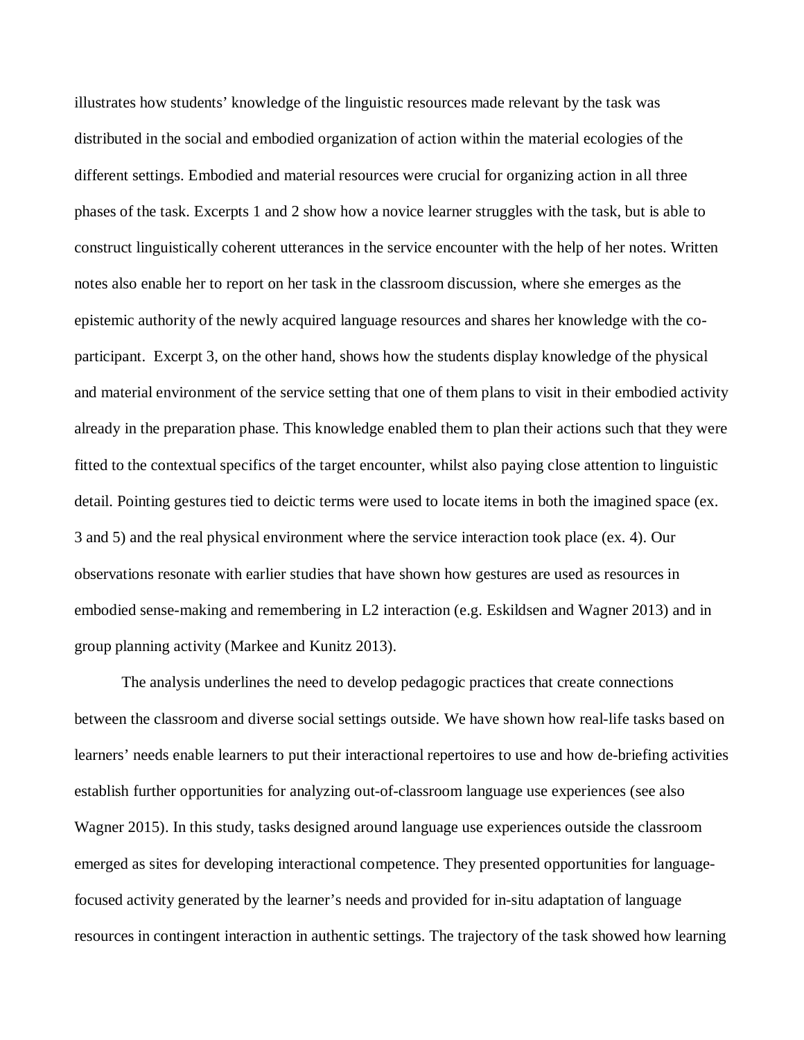illustrates how students' knowledge of the linguistic resources made relevant by the task was distributed in the social and embodied organization of action within the material ecologies of the different settings. Embodied and material resources were crucial for organizing action in all three phases of the task. Excerpts 1 and 2 show how a novice learner struggles with the task, but is able to construct linguistically coherent utterances in the service encounter with the help of her notes. Written notes also enable her to report on her task in the classroom discussion, where she emerges as the epistemic authority of the newly acquired language resources and shares her knowledge with the co-participant. Excerpt 3, on the other hand, shows how the students display knowledge of the physical and material environment of the service setting that one of them plans to visit in their embodied activity already in the preparation phase. This knowledge enabled them to plan their actions such that they were fitted to the contextual specifics of the target encounter, whilst also paying close attention to linguistic detail. Pointing gestures tied to deictic terms were used to locate items in both the imagined space (ex. 3 and 5) and the real physical environment where the service interaction took place (ex. 4). Our observations resonate with earlier studies that have shown how gestures are used as resources in embodied sense-making and remembering in L2 interaction (e.g. Eskildsen and Wagner 2013) and in group planning activity (Markee and Kunitz 2013).

The analysis underlines the need to develop pedagogic practices that create connections between the classroom and diverse social settings outside. We have shown how real-life tasks based on learners' needs enable learners to put their interactional repertoires to use and how de-briefing activities establish further opportunities for analyzing out-of-classroom language use experiences (see also Wagner 2015). In this study, tasks designed around language use experiences outside the classroom emerged as sites for developing interactional competence. They presented opportunities for language-focused activity generated by the learner's needs and provided for in-situ adaptation of language resources in contingent interaction in authentic settings. The trajectory of the task showed how learning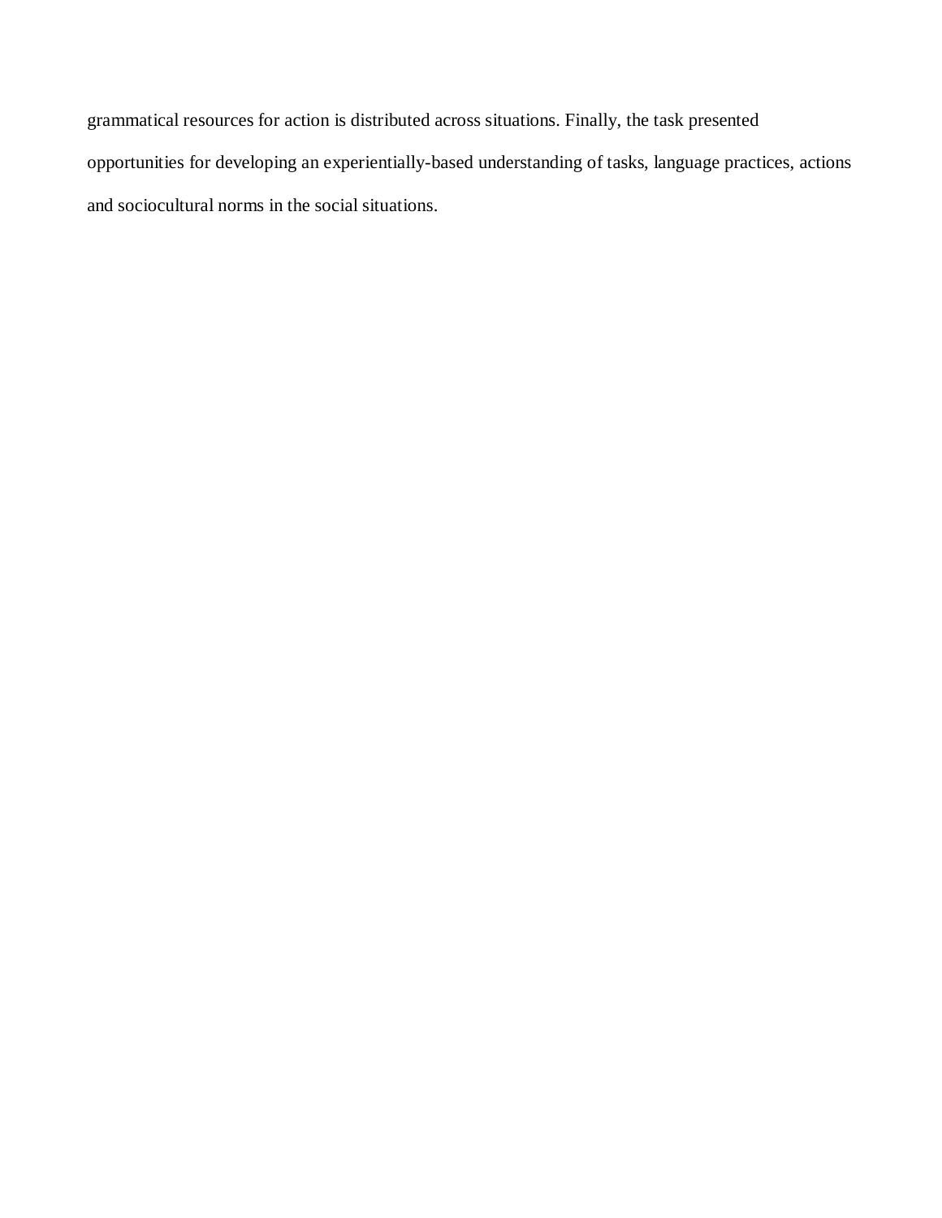grammatical resources for action is distributed across situations. Finally, the task presented opportunities for developing an experientially-based understanding of tasks, language practices, actions and sociocultural norms in the social situations.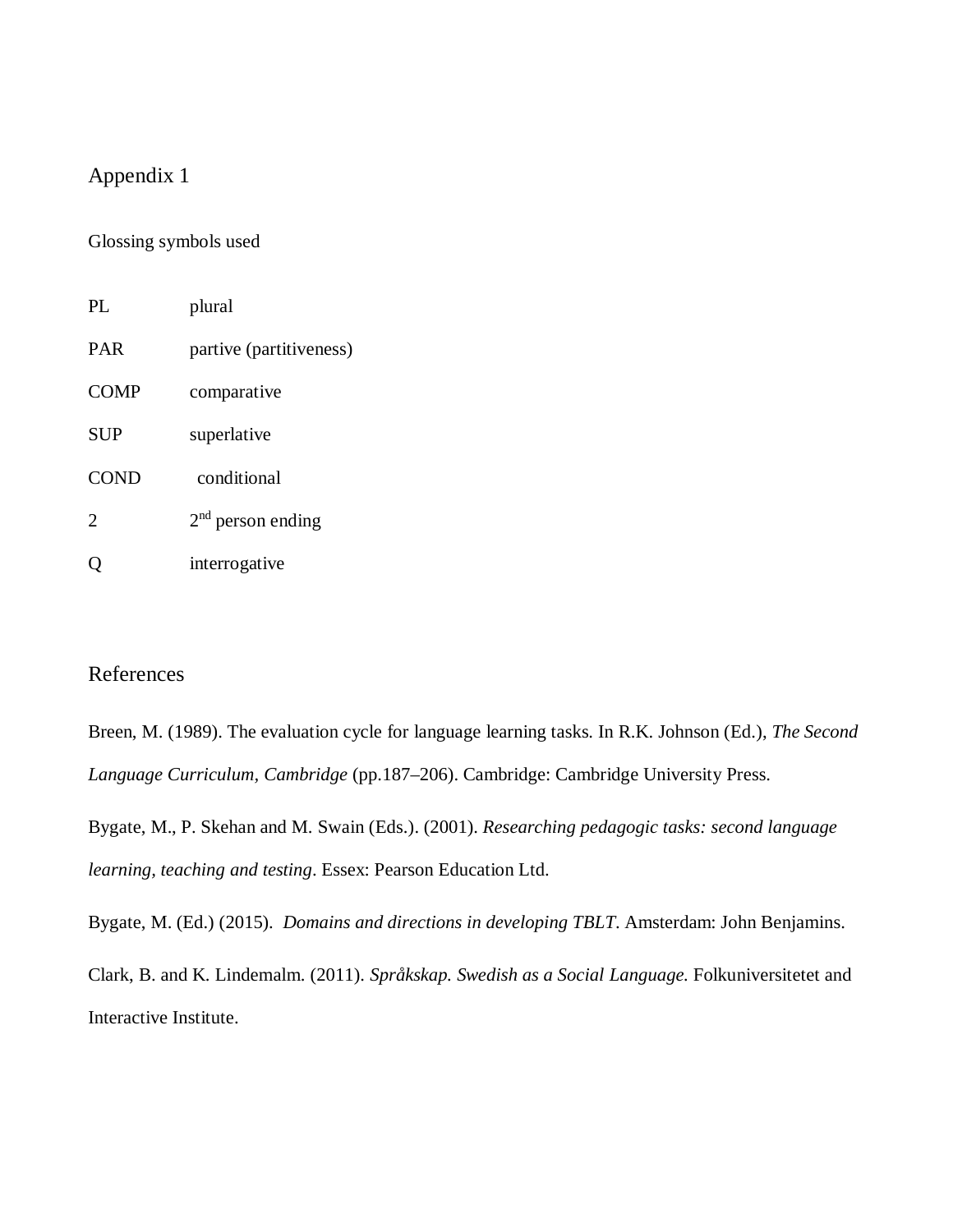## Appendix 1

Glossing symbols used

| | |
|---|---|
| PL | plural |
| PAR | partive (partitiveness) |
| COMP | comparative |
| SUP | superlative |
| COND | conditional |
| 2 | 2nd person ending |
| Q | interrogative |

## References

Breen, M. (1989). The evaluation cycle for language learning tasks. In R.K. Johnson (Ed.), *The Second Language Curriculum*, *Cambridge* (pp.187–206). Cambridge: Cambridge University Press.

Bygate, M., P. Skehan and M. Swain (Eds.). (2001). *Researching pedagogic tasks: second language learning, teaching and testing*. Essex: Pearson Education Ltd.

Bygate, M. (Ed.) (2015). *Domains and directions in developing TBLT*. Amsterdam: John Benjamins.

Clark, B. and K. Lindemalm. (2011). *Språkskap. Swedish as a Social Language.* Folkuniversitetet and Interactive Institute.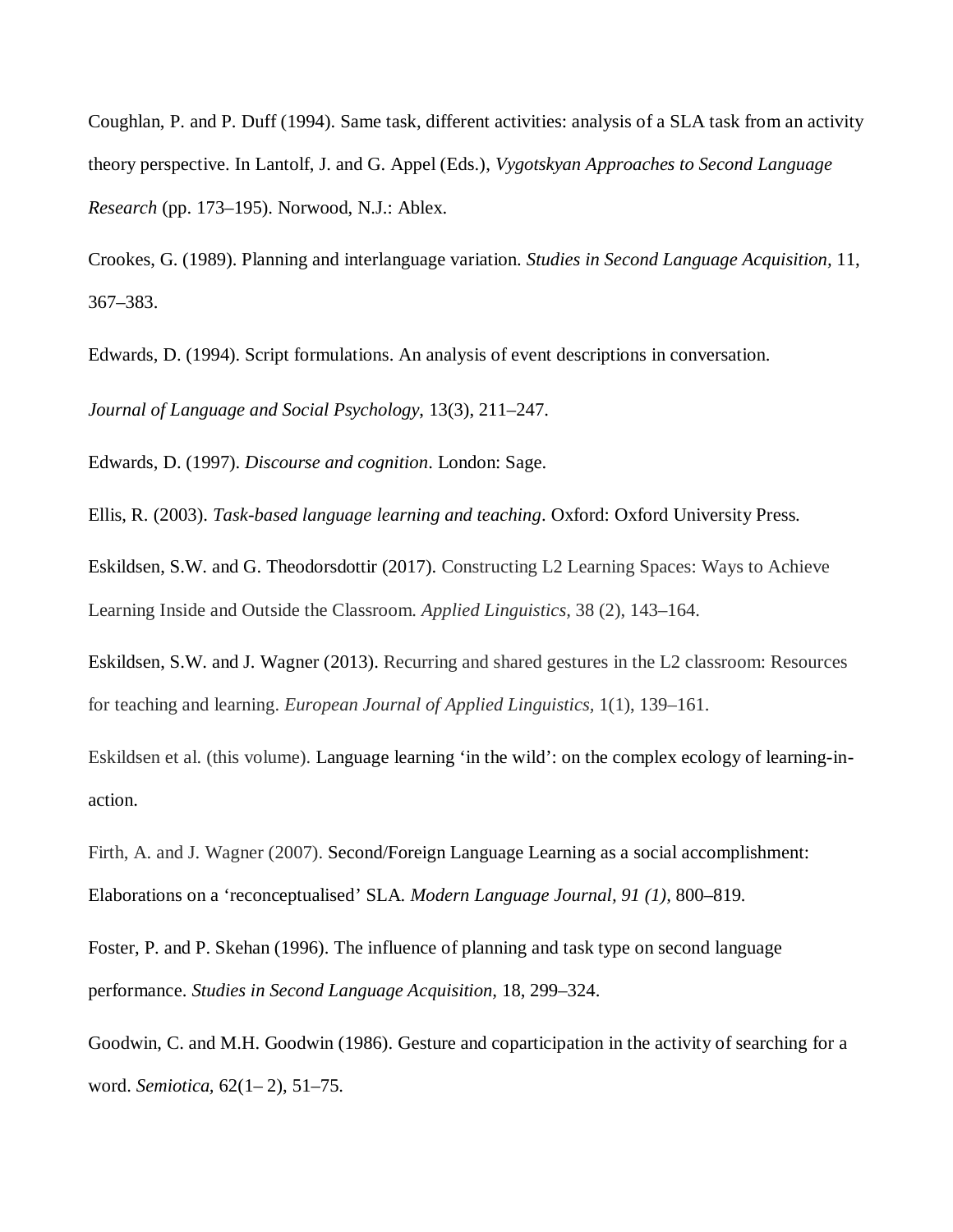Coughlan, P. and P. Duff (1994). Same task, different activities: analysis of a SLA task from an activity theory perspective. In Lantolf, J. and G. Appel (Eds.), *Vygotskyan Approaches to Second Language Research* (pp. 173–195). Norwood, N.J.: Ablex.

Crookes, G. (1989). Planning and interlanguage variation. *Studies in Second Language Acquisition*, 11, 367–383.

Edwards, D. (1994). Script formulations. An analysis of event descriptions in conversation. *Journal of Language and Social Psychology*, 13(3), 211–247.

Edwards, D. (1997). *Discourse and cognition*. London: Sage.

Ellis, R. (2003). *Task-based language learning and teaching*. Oxford: Oxford University Press.

Eskildsen, S.W. and G. Theodorsdottir (2017). Constructing L2 Learning Spaces: Ways to Achieve Learning Inside and Outside the Classroom. *Applied Linguistics*, 38 (2), 143–164.

Eskildsen, S.W. and J. Wagner (2013). Recurring and shared gestures in the L2 classroom: Resources for teaching and learning. *European Journal of Applied Linguistics*, 1(1), 139–161.

Eskildsen et al. (this volume). Language learning 'in the wild': on the complex ecology of learning-in-action.

Firth, A. and J. Wagner (2007). Second/Foreign Language Learning as a social accomplishment: Elaborations on a 'reconceptualised' SLA. *Modern Language Journal, 91 (1)*, 800–819.

Foster, P. and P. Skehan (1996). The influence of planning and task type on second language performance. *Studies in Second Language Acquisition*, 18, 299–324.

Goodwin, C. and M.H. Goodwin (1986). Gesture and coparticipation in the activity of searching for a word. *Semiotica*, 62(1– 2), 51–75.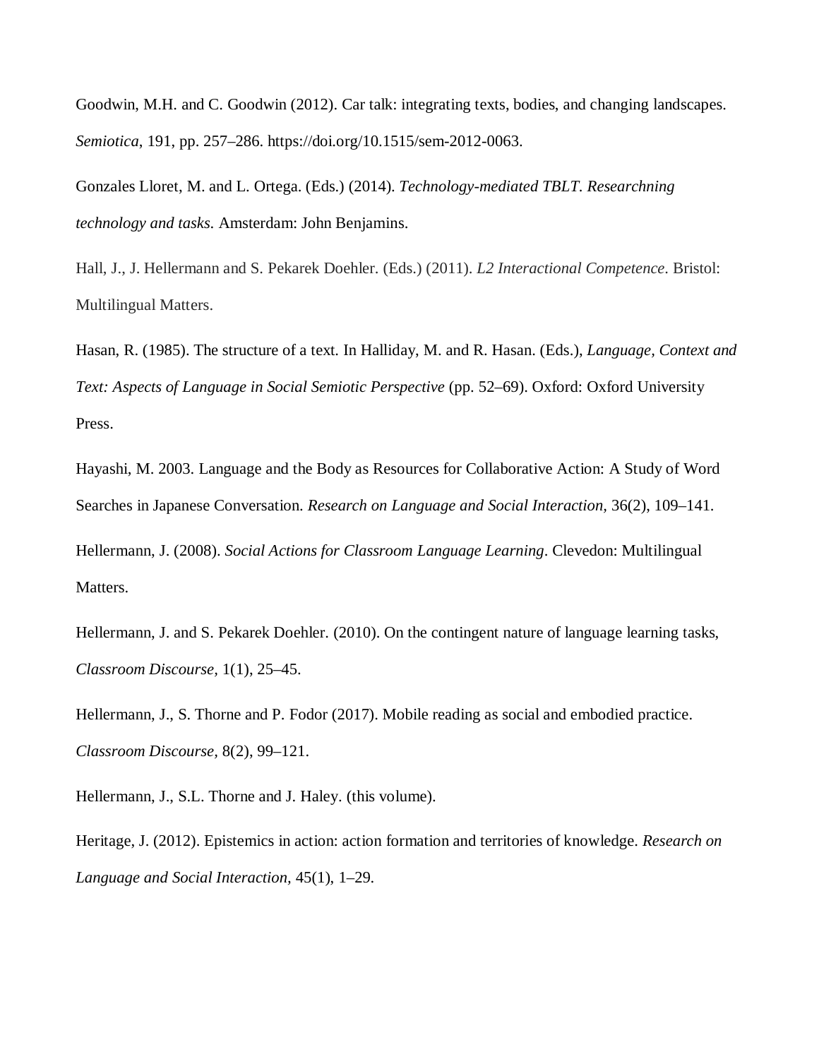Goodwin, M.H. and C. Goodwin (2012). Car talk: integrating texts, bodies, and changing landscapes. *Semiotica*, 191, pp. 257–286. https://doi.org/10.1515/sem-2012-0063.

Gonzales Lloret, M. and L. Ortega. (Eds.) (2014). *Technology-mediated TBLT. Researchning technology and tasks.* Amsterdam: John Benjamins.

Hall, J., J. Hellermann and S. Pekarek Doehler. (Eds.) (2011). *L2 Interactional Competence*. Bristol: Multilingual Matters.

Hasan, R. (1985). The structure of a text. In Halliday, M. and R. Hasan. (Eds.), *Language, Context and Text: Aspects of Language in Social Semiotic Perspective* (pp. 52–69). Oxford: Oxford University Press.

Hayashi, M. 2003. Language and the Body as Resources for Collaborative Action: A Study of Word Searches in Japanese Conversation. *Research on Language and Social Interaction*, 36(2), 109–141.

Hellermann, J. (2008). *Social Actions for Classroom Language Learning*. Clevedon: Multilingual Matters.

Hellermann, J. and S. Pekarek Doehler. (2010). On the contingent nature of language learning tasks, *Classroom Discourse,* 1(1), 25–45.

Hellermann, J., S. Thorne and P. Fodor (2017). Mobile reading as social and embodied practice. *Classroom Discourse,* 8(2), 99–121.

Hellermann, J., S.L. Thorne and J. Haley. (this volume).

Heritage, J. (2012). Epistemics in action: action formation and territories of knowledge. *Research on Language and Social Interaction*, 45(1), 1–29.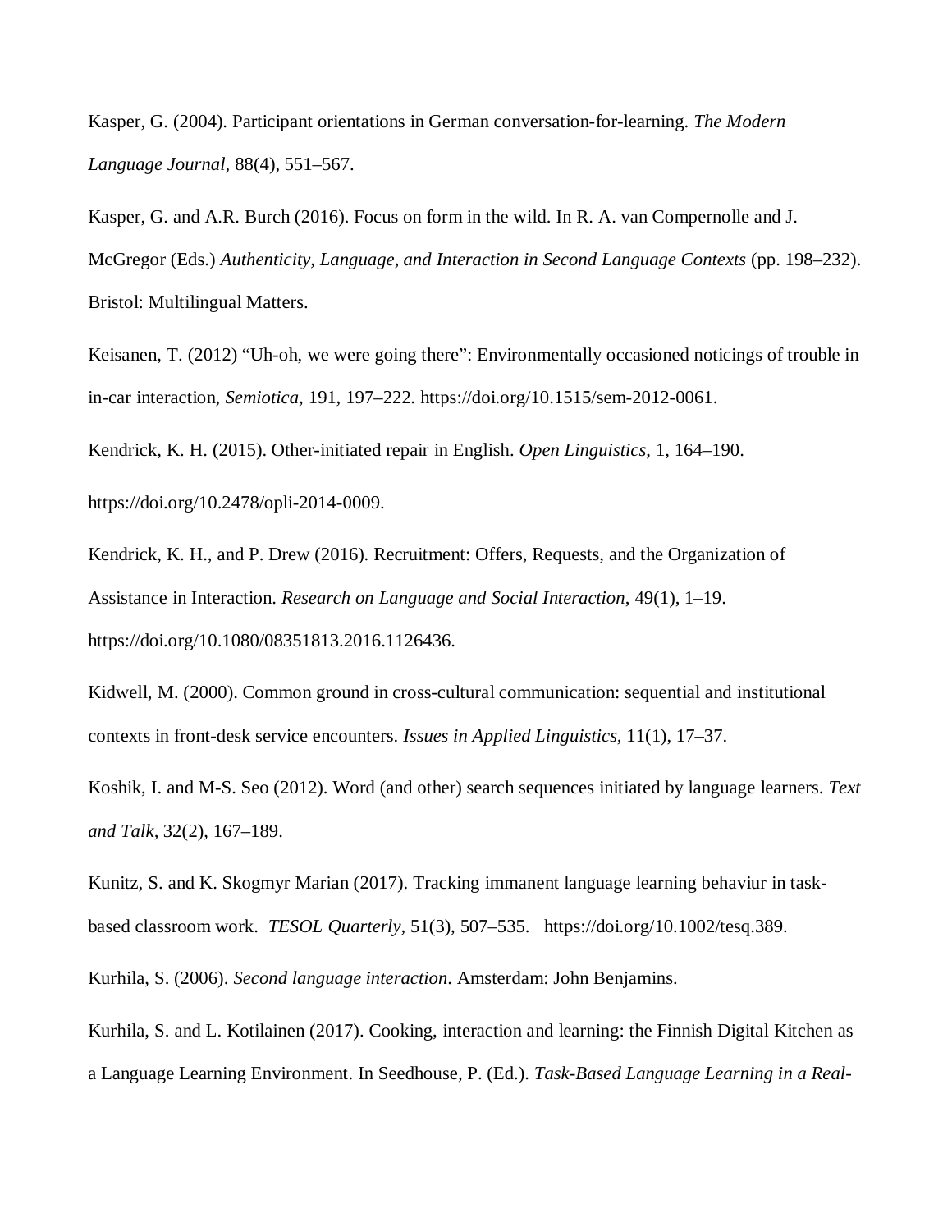Kasper, G. (2004). Participant orientations in German conversation-for-learning. *The Modern Language Journal,* 88(4), 551–567.

Kasper, G. and A.R. Burch (2016). Focus on form in the wild. In R. A. van Compernolle and J. McGregor (Eds.) *Authenticity, Language, and Interaction in Second Language Contexts* (pp. 198–232). Bristol: Multilingual Matters.

Keisanen, T. (2012) "Uh-oh, we were going there": Environmentally occasioned noticings of trouble in in-car interaction, *Semiotica,* 191, 197–222. https://doi.org/10.1515/sem-2012-0061.

Kendrick, K. H. (2015). Other-initiated repair in English. *Open Linguistics*, 1, 164–190. https://doi.org/10.2478/opli-2014-0009.

Kendrick, K. H., and P. Drew (2016). Recruitment: Offers, Requests, and the Organization of Assistance in Interaction. *Research on Language and Social Interaction*, 49(1), 1–19. https://doi.org/10.1080/08351813.2016.1126436.

Kidwell, M. (2000). Common ground in cross-cultural communication: sequential and institutional contexts in front-desk service encounters. *Issues in Applied Linguistics,* 11(1), 17–37.

Koshik, I. and M-S. Seo (2012). Word (and other) search sequences initiated by language learners. *Text and Talk,* 32(2), 167–189.

Kunitz, S. and K. Skogmyr Marian (2017). Tracking immanent language learning behaviur in task-based classroom work. *TESOL Quarterly,* 51(3), 507–535. https://doi.org/10.1002/tesq.389.

Kurhila, S. (2006). *Second language interaction.* Amsterdam: John Benjamins.

Kurhila, S. and L. Kotilainen (2017). Cooking, interaction and learning: the Finnish Digital Kitchen as a Language Learning Environment. In Seedhouse, P. (Ed.). *Task-Based Language Learning in a Real-*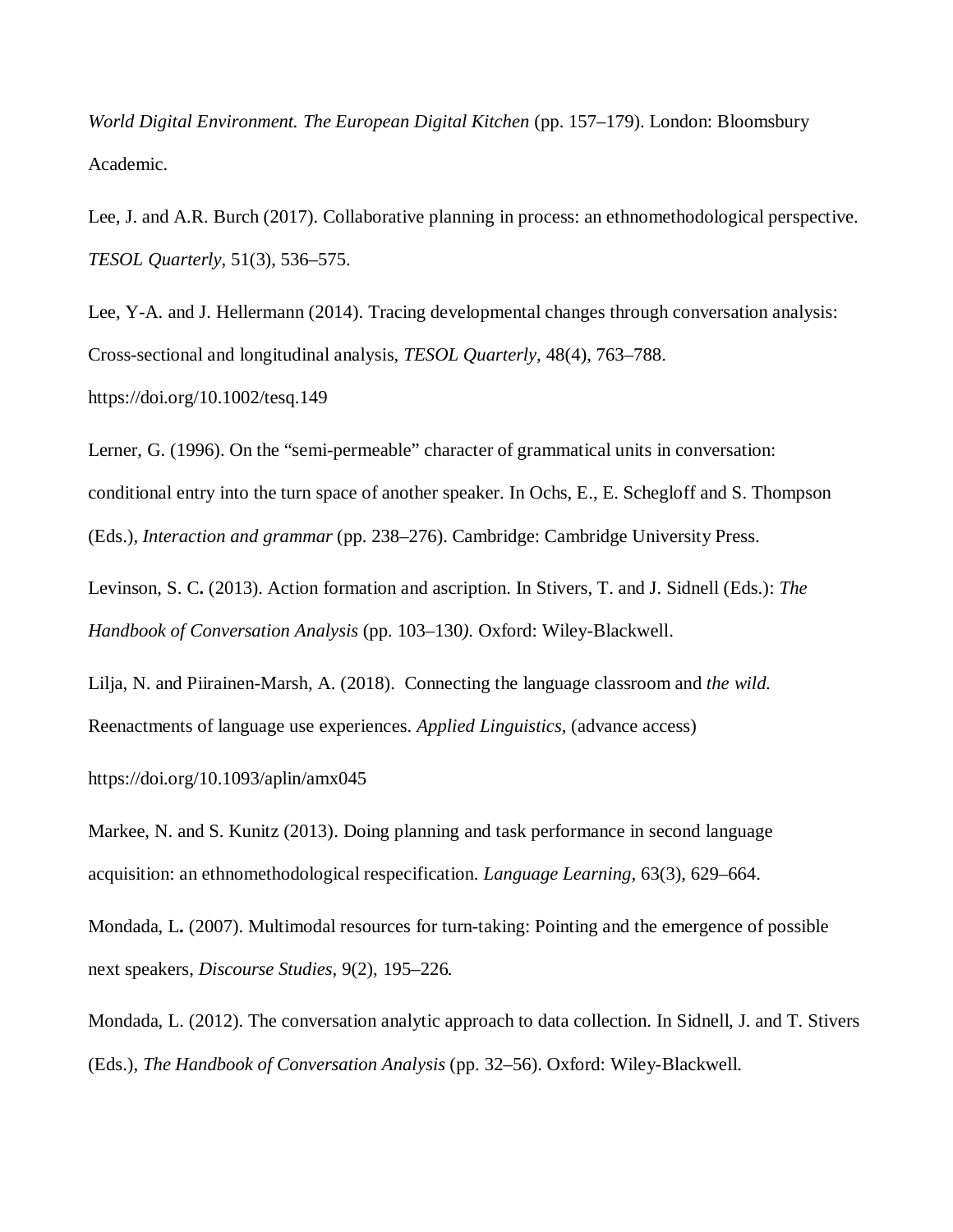*World Digital Environment. The European Digital Kitchen* (pp. 157–179). London: Bloomsbury Academic.

Lee, J. and A.R. Burch (2017). Collaborative planning in process: an ethnomethodological perspective. *TESOL Quarterly,* 51(3), 536–575.

Lee, Y-A. and J. Hellermann (2014). Tracing developmental changes through conversation analysis: Cross-sectional and longitudinal analysis, *TESOL Quarterly,* 48(4), 763–788. https://doi.org/10.1002/tesq.149

Lerner, G. (1996). On the "semi-permeable" character of grammatical units in conversation: conditional entry into the turn space of another speaker. In Ochs, E., E. Schegloff and S. Thompson (Eds.), *Interaction and grammar* (pp. 238–276). Cambridge: Cambridge University Press.

Levinson, S. C**.** (2013). Action formation and ascription. In Stivers, T. and J. Sidnell (Eds.): *The Handbook of Conversation Analysis* (pp. 103–130*)*. Oxford: Wiley-Blackwell.

Lilja, N. and Piirainen-Marsh, A. (2018). Connecting the language classroom and *the wild.* Reenactments of language use experiences. *Applied Linguistics,* (advance access)

https://doi.org/10.1093/aplin/amx045

Markee, N. and S. Kunitz (2013). Doing planning and task performance in second language acquisition: an ethnomethodological respecification. *Language Learning,* 63(3), 629–664.

Mondada, L**.** (2007). Multimodal resources for turn-taking: Pointing and the emergence of possible next speakers, *Discourse Studies,* 9(2), 195–226*.*

Mondada, L. (2012). The conversation analytic approach to data collection. In Sidnell, J. and T. Stivers (Eds.), *The Handbook of Conversation Analysis* (pp. 32–56). Oxford: Wiley-Blackwell.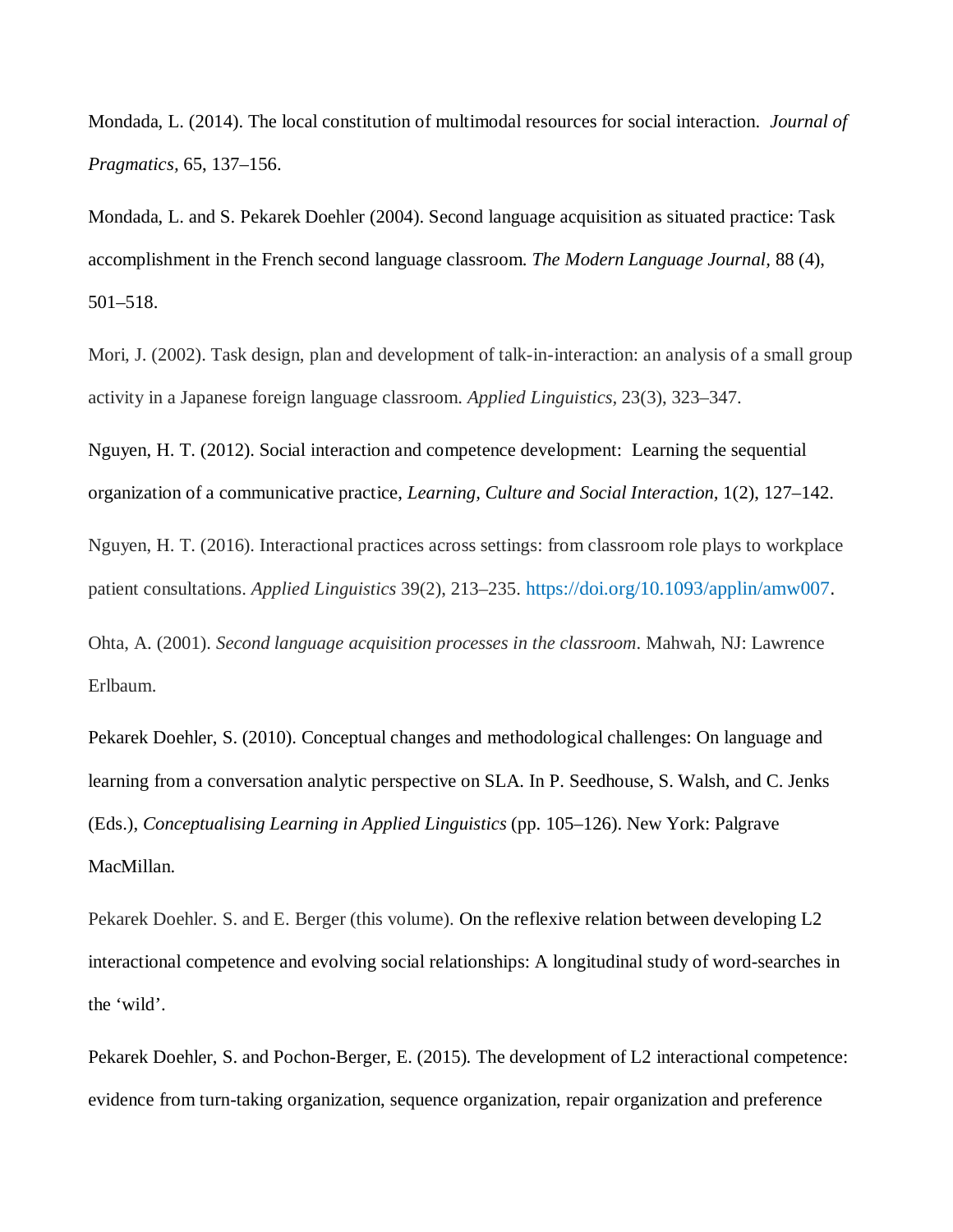Mondada, L. (2014). The local constitution of multimodal resources for social interaction. *Journal of Pragmatics*, 65, 137–156.

Mondada, L. and S. Pekarek Doehler (2004). Second language acquisition as situated practice: Task accomplishment in the French second language classroom. *The Modern Language Journal*, 88 (4), 501–518.

Mori, J. (2002). Task design, plan and development of talk-in-interaction: an analysis of a small group activity in a Japanese foreign language classroom. *Applied Linguistics*, 23(3), 323–347.

Nguyen, H. T. (2012). Social interaction and competence development: Learning the sequential organization of a communicative practice, *Learning, Culture and Social Interaction*, 1(2), 127–142.

Nguyen, H. T. (2016). Interactional practices across settings: from classroom role plays to workplace patient consultations. *Applied Linguistics* 39(2), 213–235. https://doi.org/10.1093/applin/amw007.

Ohta, A. (2001). *Second language acquisition processes in the classroom*. Mahwah, NJ: Lawrence Erlbaum.

Pekarek Doehler, S. (2010). Conceptual changes and methodological challenges: On language and learning from a conversation analytic perspective on SLA. In P. Seedhouse, S. Walsh, and C. Jenks (Eds.), *Conceptualising Learning in Applied Linguistics* (pp. 105–126). New York: Palgrave MacMillan.

Pekarek Doehler. S. and E. Berger (this volume). On the reflexive relation between developing L2 interactional competence and evolving social relationships: A longitudinal study of word-searches in the 'wild'.

Pekarek Doehler, S. and Pochon-Berger, E. (2015). The development of L2 interactional competence: evidence from turn-taking organization, sequence organization, repair organization and preference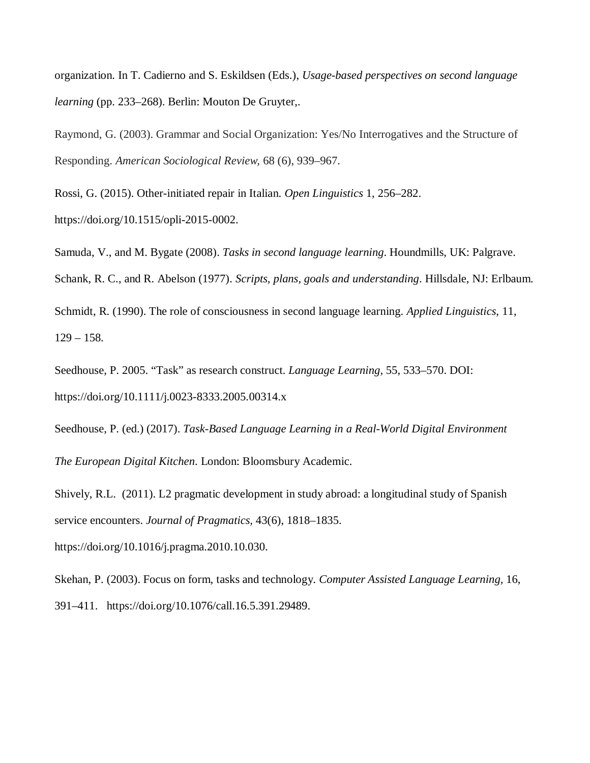organization. In T. Cadierno and S. Eskildsen (Eds.), *Usage-based perspectives on second language learning* (pp. 233–268). Berlin: Mouton De Gruyter,.

Raymond, G. (2003). Grammar and Social Organization: Yes/No Interrogatives and the Structure of Responding. *American Sociological Review,* 68 (6), 939–967.

Rossi, G. (2015). Other-initiated repair in Italian. *Open Linguistics* 1, 256–282. https://doi.org/10.1515/opli-2015-0002.

Samuda, V., and M. Bygate (2008). *Tasks in second language learning*. Houndmills, UK: Palgrave.

Schank, R. C., and R. Abelson (1977). *Scripts, plans, goals and understanding*. Hillsdale, NJ: Erlbaum.

Schmidt, R. (1990). The role of consciousness in second language learning. *Applied Linguistics*, 11, 129 – 158.

Seedhouse, P. 2005. "Task" as research construct. *Language Learning,* 55, 533–570. DOI: https://doi.org/10.1111/j.0023-8333.2005.00314.x

Seedhouse, P. (ed.) (2017). *Task-Based Language Learning in a Real-World Digital Environment The European Digital Kitchen*. London: Bloomsbury Academic.

Shively, R.L. (2011). L2 pragmatic development in study abroad: a longitudinal study of Spanish service encounters. *Journal of Pragmatics,* 43(6), 1818–1835. https://doi.org/10.1016/j.pragma.2010.10.030.

Skehan, P. (2003). Focus on form, tasks and technology. *Computer Assisted Language Learning*, 16, 391–411. https://doi.org/10.1076/call.16.5.391.29489.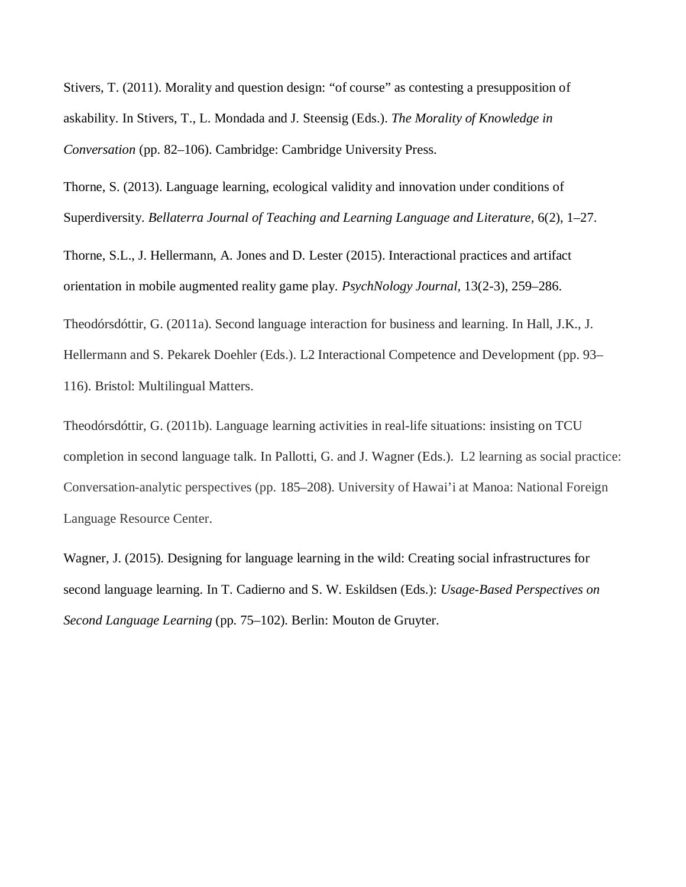Stivers, T. (2011). Morality and question design: “of course” as contesting a presupposition of askability. In Stivers, T., L. Mondada and J. Steensig (Eds.). *The Morality of Knowledge in Conversation* (pp. 82–106). Cambridge: Cambridge University Press.

Thorne, S. (2013). Language learning, ecological validity and innovation under conditions of Superdiversity. *Bellaterra Journal of Teaching and Learning Language and Literature*, 6(2), 1–27.

Thorne, S.L., J. Hellermann, A. Jones and D. Lester (2015). Interactional practices and artifact orientation in mobile augmented reality game play. *PsychNology Journal*, 13(2-3), 259–286.

Theodórsdóttir, G. (2011a). Second language interaction for business and learning. In Hall, J.K., J. Hellermann and S. Pekarek Doehler (Eds.). L2 Interactional Competence and Development (pp. 93–116). Bristol: Multilingual Matters.

Theodórsdóttir, G. (2011b). Language learning activities in real-life situations: insisting on TCU completion in second language talk. In Pallotti, G. and J. Wagner (Eds.). L2 learning as social practice: Conversation-analytic perspectives (pp. 185–208). University of Hawai’i at Manoa: National Foreign Language Resource Center.

Wagner, J. (2015). Designing for language learning in the wild: Creating social infrastructures for second language learning. In T. Cadierno and S. W. Eskildsen (Eds.): *Usage-Based Perspectives on Second Language Learning* (pp. 75–102). Berlin: Mouton de Gruyter.